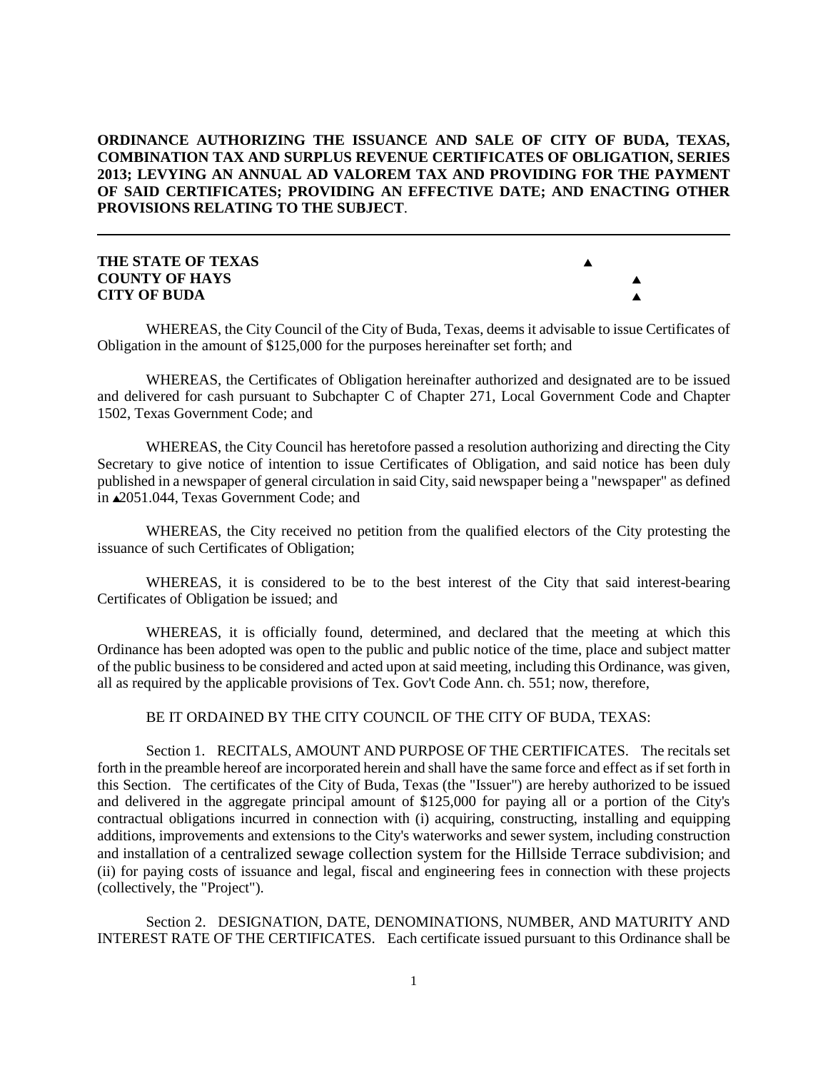**ORDINANCE AUTHORIZING THE ISSUANCE AND SALE OF CITY OF BUDA, TEXAS, COMBINATION TAX AND SURPLUS REVENUE CERTIFICATES OF OBLIGATION, SERIES 2013; LEVYING AN ANNUAL AD VALOREM TAX AND PROVIDING FOR THE PAYMENT OF SAID CERTIFICATES; PROVIDING AN EFFECTIVE DATE; AND ENACTING OTHER PROVISIONS RELATING TO THE SUBJECT**.

---

**THE STATE OF TEXAS** ▲
**COUNTY OF HAYS** ▲
**CITY OF BUDA** ▲

WHEREAS, the City Council of the City of Buda, Texas, deems it advisable to issue Certificates of Obligation in the amount of $125,000 for the purposes hereinafter set forth; and

WHEREAS, the Certificates of Obligation hereinafter authorized and designated are to be issued and delivered for cash pursuant to Subchapter C of Chapter 271, Local Government Code and Chapter 1502, Texas Government Code; and

WHEREAS, the City Council has heretofore passed a resolution authorizing and directing the City Secretary to give notice of intention to issue Certificates of Obligation, and said notice has been duly published in a newspaper of general circulation in said City, said newspaper being a "newspaper" as defined in ▲2051.044, Texas Government Code; and

WHEREAS, the City received no petition from the qualified electors of the City protesting the issuance of such Certificates of Obligation;

WHEREAS, it is considered to be to the best interest of the City that said interest-bearing Certificates of Obligation be issued; and

WHEREAS, it is officially found, determined, and declared that the meeting at which this Ordinance has been adopted was open to the public and public notice of the time, place and subject matter of the public business to be considered and acted upon at said meeting, including this Ordinance, was given, all as required by the applicable provisions of Tex. Gov't Code Ann. ch. 551; now, therefore,

BE IT ORDAINED BY THE CITY COUNCIL OF THE CITY OF BUDA, TEXAS:

Section 1. RECITALS, AMOUNT AND PURPOSE OF THE CERTIFICATES. The recitals set forth in the preamble hereof are incorporated herein and shall have the same force and effect as if set forth in this Section. The certificates of the City of Buda, Texas (the "Issuer") are hereby authorized to be issued and delivered in the aggregate principal amount of $125,000 for paying all or a portion of the City's contractual obligations incurred in connection with (i) acquiring, constructing, installing and equipping additions, improvements and extensions to the City's waterworks and sewer system, including construction and installation of a centralized sewage collection system for the Hillside Terrace subdivision; and (ii) for paying costs of issuance and legal, fiscal and engineering fees in connection with these projects (collectively, the "Project").

Section 2. DESIGNATION, DATE, DENOMINATIONS, NUMBER, AND MATURITY AND INTEREST RATE OF THE CERTIFICATES. Each certificate issued pursuant to this Ordinance shall be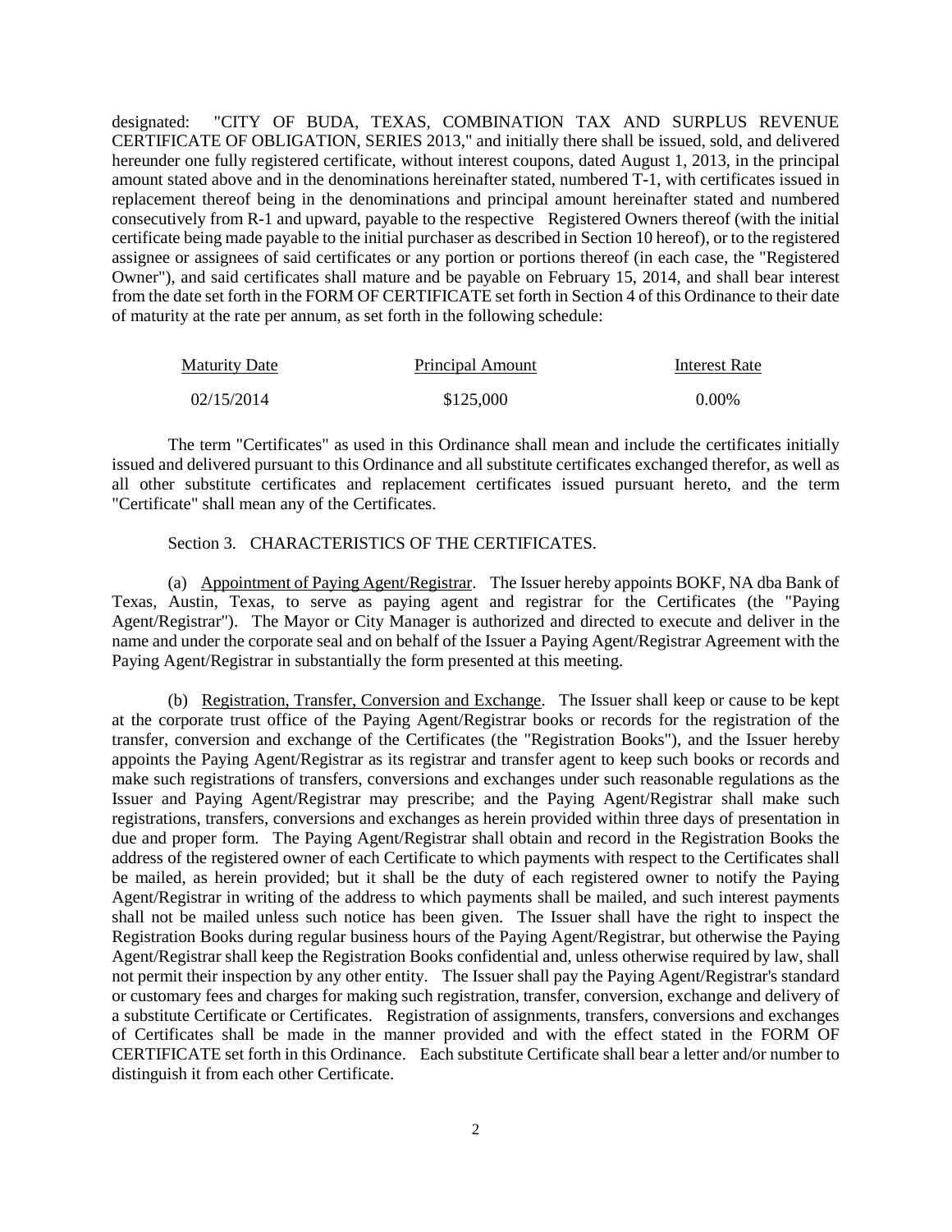designated: "CITY OF BUDA, TEXAS, COMBINATION TAX AND SURPLUS REVENUE CERTIFICATE OF OBLIGATION, SERIES 2013," and initially there shall be issued, sold, and delivered hereunder one fully registered certificate, without interest coupons, dated August 1, 2013, in the principal amount stated above and in the denominations hereinafter stated, numbered T-1, with certificates issued in replacement thereof being in the denominations and principal amount hereinafter stated and numbered consecutively from R-1 and upward, payable to the respective Registered Owners thereof (with the initial certificate being made payable to the initial purchaser as described in Section 10 hereof), or to the registered assignee or assignees of said certificates or any portion or portions thereof (in each case, the "Registered Owner"), and said certificates shall mature and be payable on February 15, 2014, and shall bear interest from the date set forth in the FORM OF CERTIFICATE set forth in Section 4 of this Ordinance to their date of maturity at the rate per annum, as set forth in the following schedule:

| Maturity Date | Principal Amount | Interest Rate |
|---|---|---|
| 02/15/2014 | $125,000 | 0.00% |

The term "Certificates" as used in this Ordinance shall mean and include the certificates initially issued and delivered pursuant to this Ordinance and all substitute certificates exchanged therefor, as well as all other substitute certificates and replacement certificates issued pursuant hereto, and the term "Certificate" shall mean any of the Certificates.

Section 3. CHARACTERISTICS OF THE CERTIFICATES.

(a) Appointment of Paying Agent/Registrar. The Issuer hereby appoints BOKF, NA dba Bank of Texas, Austin, Texas, to serve as paying agent and registrar for the Certificates (the "Paying Agent/Registrar"). The Mayor or City Manager is authorized and directed to execute and deliver in the name and under the corporate seal and on behalf of the Issuer a Paying Agent/Registrar Agreement with the Paying Agent/Registrar in substantially the form presented at this meeting.

(b) Registration, Transfer, Conversion and Exchange. The Issuer shall keep or cause to be kept at the corporate trust office of the Paying Agent/Registrar books or records for the registration of the transfer, conversion and exchange of the Certificates (the "Registration Books"), and the Issuer hereby appoints the Paying Agent/Registrar as its registrar and transfer agent to keep such books or records and make such registrations of transfers, conversions and exchanges under such reasonable regulations as the Issuer and Paying Agent/Registrar may prescribe; and the Paying Agent/Registrar shall make such registrations, transfers, conversions and exchanges as herein provided within three days of presentation in due and proper form. The Paying Agent/Registrar shall obtain and record in the Registration Books the address of the registered owner of each Certificate to which payments with respect to the Certificates shall be mailed, as herein provided; but it shall be the duty of each registered owner to notify the Paying Agent/Registrar in writing of the address to which payments shall be mailed, and such interest payments shall not be mailed unless such notice has been given. The Issuer shall have the right to inspect the Registration Books during regular business hours of the Paying Agent/Registrar, but otherwise the Paying Agent/Registrar shall keep the Registration Books confidential and, unless otherwise required by law, shall not permit their inspection by any other entity. The Issuer shall pay the Paying Agent/Registrar's standard or customary fees and charges for making such registration, transfer, conversion, exchange and delivery of a substitute Certificate or Certificates. Registration of assignments, transfers, conversions and exchanges of Certificates shall be made in the manner provided and with the effect stated in the FORM OF CERTIFICATE set forth in this Ordinance. Each substitute Certificate shall bear a letter and/or number to distinguish it from each other Certificate.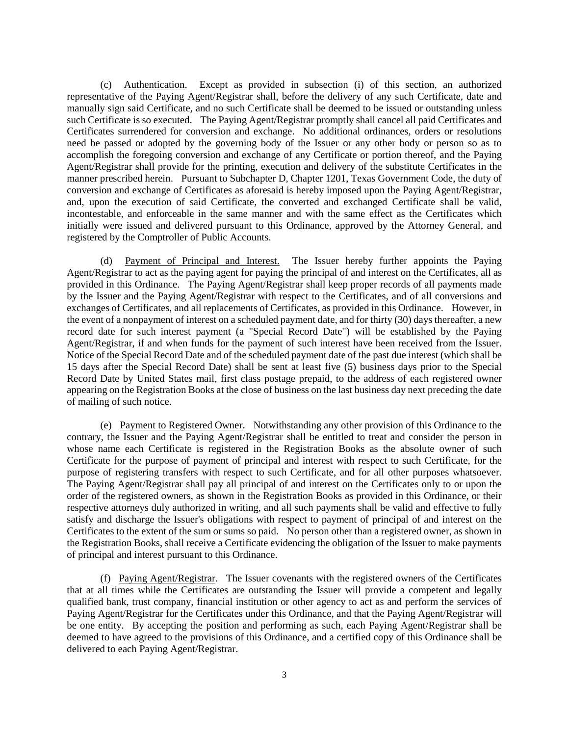(c) Authentication. Except as provided in subsection (i) of this section, an authorized representative of the Paying Agent/Registrar shall, before the delivery of any such Certificate, date and manually sign said Certificate, and no such Certificate shall be deemed to be issued or outstanding unless such Certificate is so executed. The Paying Agent/Registrar promptly shall cancel all paid Certificates and Certificates surrendered for conversion and exchange. No additional ordinances, orders or resolutions need be passed or adopted by the governing body of the Issuer or any other body or person so as to accomplish the foregoing conversion and exchange of any Certificate or portion thereof, and the Paying Agent/Registrar shall provide for the printing, execution and delivery of the substitute Certificates in the manner prescribed herein. Pursuant to Subchapter D, Chapter 1201, Texas Government Code, the duty of conversion and exchange of Certificates as aforesaid is hereby imposed upon the Paying Agent/Registrar, and, upon the execution of said Certificate, the converted and exchanged Certificate shall be valid, incontestable, and enforceable in the same manner and with the same effect as the Certificates which initially were issued and delivered pursuant to this Ordinance, approved by the Attorney General, and registered by the Comptroller of Public Accounts.

(d) Payment of Principal and Interest. The Issuer hereby further appoints the Paying Agent/Registrar to act as the paying agent for paying the principal of and interest on the Certificates, all as provided in this Ordinance. The Paying Agent/Registrar shall keep proper records of all payments made by the Issuer and the Paying Agent/Registrar with respect to the Certificates, and of all conversions and exchanges of Certificates, and all replacements of Certificates, as provided in this Ordinance. However, in the event of a nonpayment of interest on a scheduled payment date, and for thirty (30) days thereafter, a new record date for such interest payment (a "Special Record Date") will be established by the Paying Agent/Registrar, if and when funds for the payment of such interest have been received from the Issuer. Notice of the Special Record Date and of the scheduled payment date of the past due interest (which shall be 15 days after the Special Record Date) shall be sent at least five (5) business days prior to the Special Record Date by United States mail, first class postage prepaid, to the address of each registered owner appearing on the Registration Books at the close of business on the last business day next preceding the date of mailing of such notice.

(e) Payment to Registered Owner. Notwithstanding any other provision of this Ordinance to the contrary, the Issuer and the Paying Agent/Registrar shall be entitled to treat and consider the person in whose name each Certificate is registered in the Registration Books as the absolute owner of such Certificate for the purpose of payment of principal and interest with respect to such Certificate, for the purpose of registering transfers with respect to such Certificate, and for all other purposes whatsoever. The Paying Agent/Registrar shall pay all principal of and interest on the Certificates only to or upon the order of the registered owners, as shown in the Registration Books as provided in this Ordinance, or their respective attorneys duly authorized in writing, and all such payments shall be valid and effective to fully satisfy and discharge the Issuer's obligations with respect to payment of principal of and interest on the Certificates to the extent of the sum or sums so paid. No person other than a registered owner, as shown in the Registration Books, shall receive a Certificate evidencing the obligation of the Issuer to make payments of principal and interest pursuant to this Ordinance.

(f) Paying Agent/Registrar. The Issuer covenants with the registered owners of the Certificates that at all times while the Certificates are outstanding the Issuer will provide a competent and legally qualified bank, trust company, financial institution or other agency to act as and perform the services of Paying Agent/Registrar for the Certificates under this Ordinance, and that the Paying Agent/Registrar will be one entity. By accepting the position and performing as such, each Paying Agent/Registrar shall be deemed to have agreed to the provisions of this Ordinance, and a certified copy of this Ordinance shall be delivered to each Paying Agent/Registrar.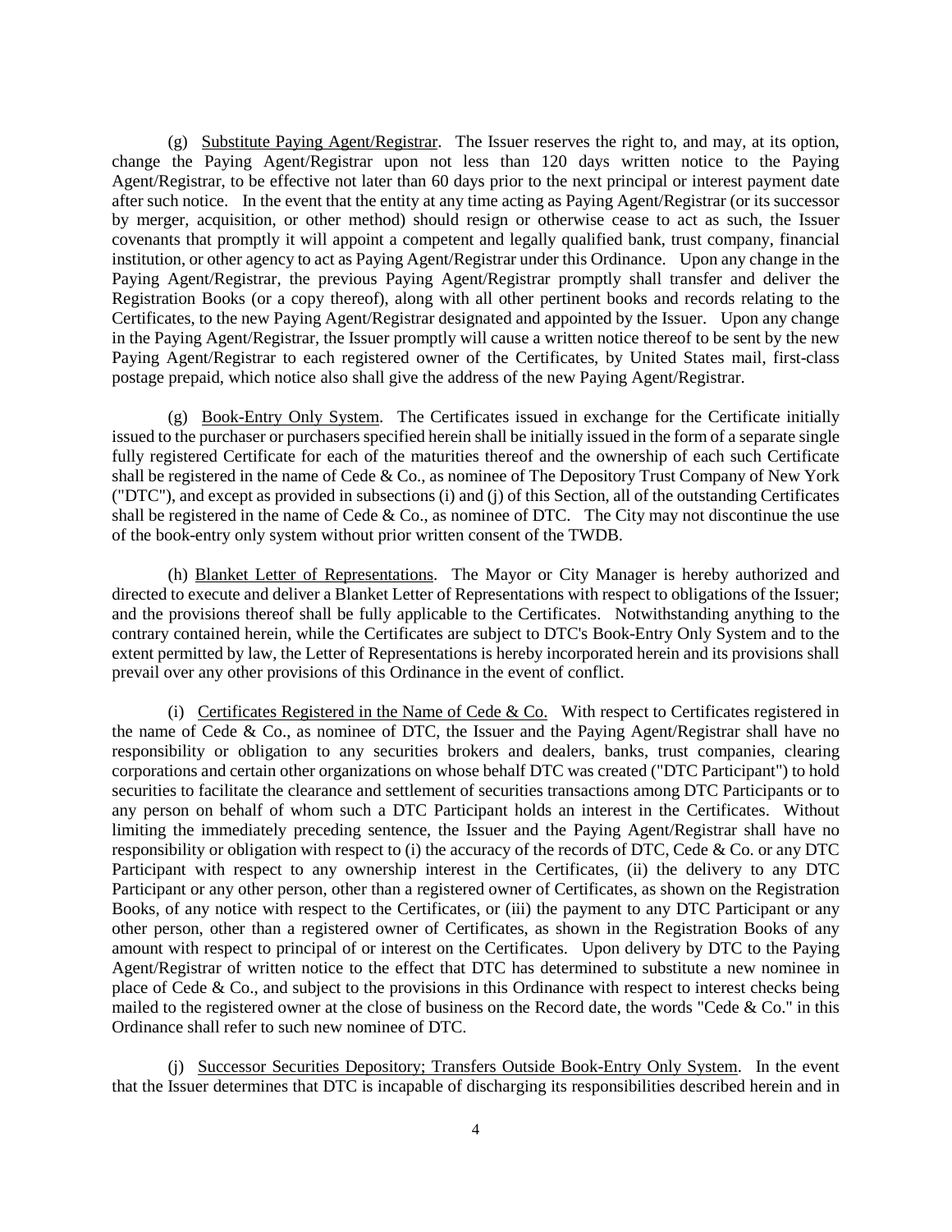(g) Substitute Paying Agent/Registrar. The Issuer reserves the right to, and may, at its option, change the Paying Agent/Registrar upon not less than 120 days written notice to the Paying Agent/Registrar, to be effective not later than 60 days prior to the next principal or interest payment date after such notice. In the event that the entity at any time acting as Paying Agent/Registrar (or its successor by merger, acquisition, or other method) should resign or otherwise cease to act as such, the Issuer covenants that promptly it will appoint a competent and legally qualified bank, trust company, financial institution, or other agency to act as Paying Agent/Registrar under this Ordinance. Upon any change in the Paying Agent/Registrar, the previous Paying Agent/Registrar promptly shall transfer and deliver the Registration Books (or a copy thereof), along with all other pertinent books and records relating to the Certificates, to the new Paying Agent/Registrar designated and appointed by the Issuer. Upon any change in the Paying Agent/Registrar, the Issuer promptly will cause a written notice thereof to be sent by the new Paying Agent/Registrar to each registered owner of the Certificates, by United States mail, first-class postage prepaid, which notice also shall give the address of the new Paying Agent/Registrar.

(g) Book-Entry Only System. The Certificates issued in exchange for the Certificate initially issued to the purchaser or purchasers specified herein shall be initially issued in the form of a separate single fully registered Certificate for each of the maturities thereof and the ownership of each such Certificate shall be registered in the name of Cede & Co., as nominee of The Depository Trust Company of New York ("DTC"), and except as provided in subsections (i) and (j) of this Section, all of the outstanding Certificates shall be registered in the name of Cede & Co., as nominee of DTC. The City may not discontinue the use of the book-entry only system without prior written consent of the TWDB.

(h) Blanket Letter of Representations. The Mayor or City Manager is hereby authorized and directed to execute and deliver a Blanket Letter of Representations with respect to obligations of the Issuer; and the provisions thereof shall be fully applicable to the Certificates. Notwithstanding anything to the contrary contained herein, while the Certificates are subject to DTC's Book-Entry Only System and to the extent permitted by law, the Letter of Representations is hereby incorporated herein and its provisions shall prevail over any other provisions of this Ordinance in the event of conflict.

(i) Certificates Registered in the Name of Cede & Co. With respect to Certificates registered in the name of Cede & Co., as nominee of DTC, the Issuer and the Paying Agent/Registrar shall have no responsibility or obligation to any securities brokers and dealers, banks, trust companies, clearing corporations and certain other organizations on whose behalf DTC was created ("DTC Participant") to hold securities to facilitate the clearance and settlement of securities transactions among DTC Participants or to any person on behalf of whom such a DTC Participant holds an interest in the Certificates. Without limiting the immediately preceding sentence, the Issuer and the Paying Agent/Registrar shall have no responsibility or obligation with respect to (i) the accuracy of the records of DTC, Cede & Co. or any DTC Participant with respect to any ownership interest in the Certificates, (ii) the delivery to any DTC Participant or any other person, other than a registered owner of Certificates, as shown on the Registration Books, of any notice with respect to the Certificates, or (iii) the payment to any DTC Participant or any other person, other than a registered owner of Certificates, as shown in the Registration Books of any amount with respect to principal of or interest on the Certificates. Upon delivery by DTC to the Paying Agent/Registrar of written notice to the effect that DTC has determined to substitute a new nominee in place of Cede & Co., and subject to the provisions in this Ordinance with respect to interest checks being mailed to the registered owner at the close of business on the Record date, the words "Cede & Co." in this Ordinance shall refer to such new nominee of DTC.

(j) Successor Securities Depository; Transfers Outside Book-Entry Only System. In the event that the Issuer determines that DTC is incapable of discharging its responsibilities described herein and in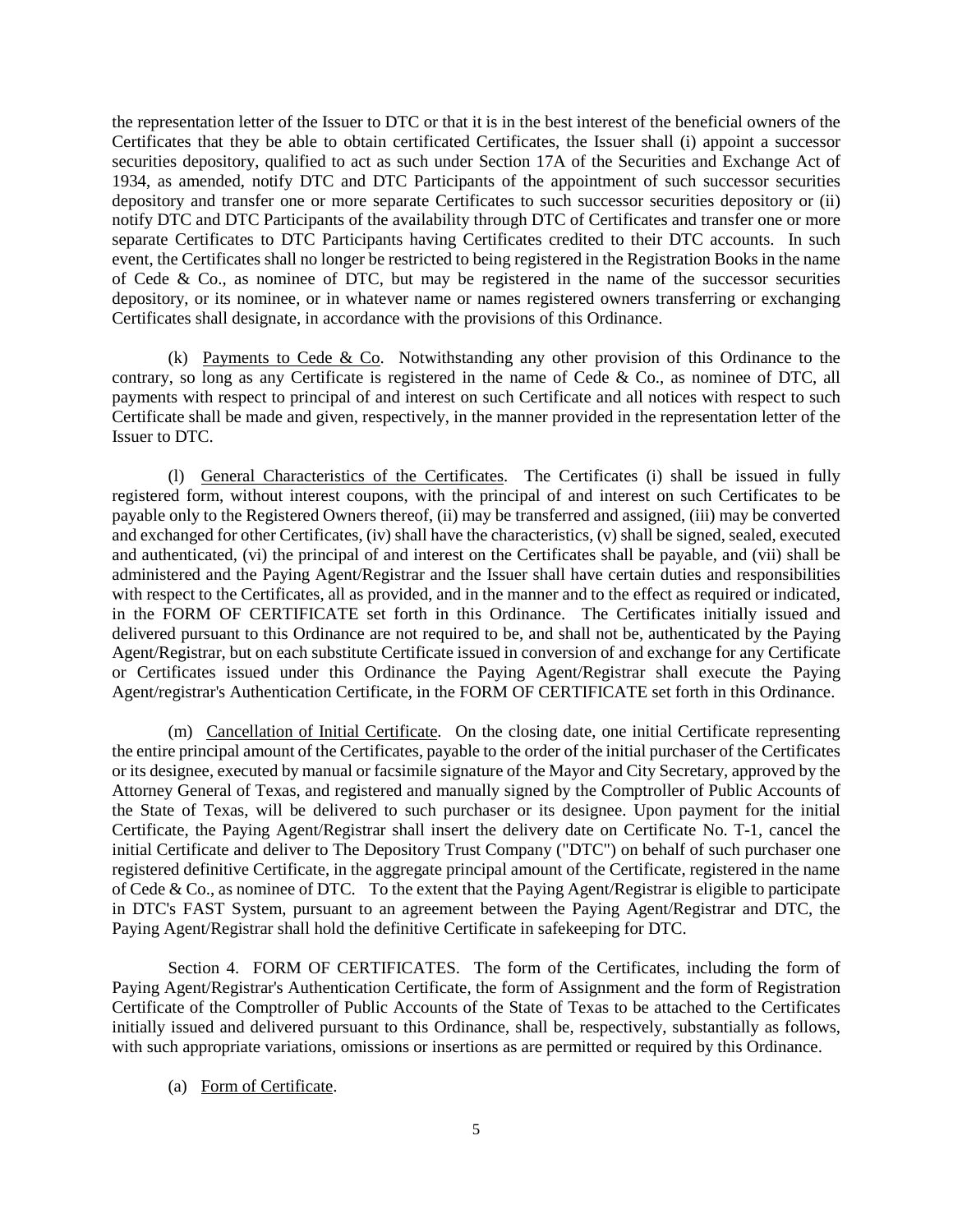the representation letter of the Issuer to DTC or that it is in the best interest of the beneficial owners of the Certificates that they be able to obtain certificated Certificates, the Issuer shall (i) appoint a successor securities depository, qualified to act as such under Section 17A of the Securities and Exchange Act of 1934, as amended, notify DTC and DTC Participants of the appointment of such successor securities depository and transfer one or more separate Certificates to such successor securities depository or (ii) notify DTC and DTC Participants of the availability through DTC of Certificates and transfer one or more separate Certificates to DTC Participants having Certificates credited to their DTC accounts. In such event, the Certificates shall no longer be restricted to being registered in the Registration Books in the name of Cede & Co., as nominee of DTC, but may be registered in the name of the successor securities depository, or its nominee, or in whatever name or names registered owners transferring or exchanging Certificates shall designate, in accordance with the provisions of this Ordinance.

(k) Payments to Cede & Co. Notwithstanding any other provision of this Ordinance to the contrary, so long as any Certificate is registered in the name of Cede & Co., as nominee of DTC, all payments with respect to principal of and interest on such Certificate and all notices with respect to such Certificate shall be made and given, respectively, in the manner provided in the representation letter of the Issuer to DTC.

(l) General Characteristics of the Certificates. The Certificates (i) shall be issued in fully registered form, without interest coupons, with the principal of and interest on such Certificates to be payable only to the Registered Owners thereof, (ii) may be transferred and assigned, (iii) may be converted and exchanged for other Certificates, (iv) shall have the characteristics, (v) shall be signed, sealed, executed and authenticated, (vi) the principal of and interest on the Certificates shall be payable, and (vii) shall be administered and the Paying Agent/Registrar and the Issuer shall have certain duties and responsibilities with respect to the Certificates, all as provided, and in the manner and to the effect as required or indicated, in the FORM OF CERTIFICATE set forth in this Ordinance. The Certificates initially issued and delivered pursuant to this Ordinance are not required to be, and shall not be, authenticated by the Paying Agent/Registrar, but on each substitute Certificate issued in conversion of and exchange for any Certificate or Certificates issued under this Ordinance the Paying Agent/Registrar shall execute the Paying Agent/registrar's Authentication Certificate, in the FORM OF CERTIFICATE set forth in this Ordinance.

(m) Cancellation of Initial Certificate. On the closing date, one initial Certificate representing the entire principal amount of the Certificates, payable to the order of the initial purchaser of the Certificates or its designee, executed by manual or facsimile signature of the Mayor and City Secretary, approved by the Attorney General of Texas, and registered and manually signed by the Comptroller of Public Accounts of the State of Texas, will be delivered to such purchaser or its designee. Upon payment for the initial Certificate, the Paying Agent/Registrar shall insert the delivery date on Certificate No. T-1, cancel the initial Certificate and deliver to The Depository Trust Company ("DTC") on behalf of such purchaser one registered definitive Certificate, in the aggregate principal amount of the Certificate, registered in the name of Cede & Co., as nominee of DTC. To the extent that the Paying Agent/Registrar is eligible to participate in DTC's FAST System, pursuant to an agreement between the Paying Agent/Registrar and DTC, the Paying Agent/Registrar shall hold the definitive Certificate in safekeeping for DTC.

Section 4. FORM OF CERTIFICATES. The form of the Certificates, including the form of Paying Agent/Registrar's Authentication Certificate, the form of Assignment and the form of Registration Certificate of the Comptroller of Public Accounts of the State of Texas to be attached to the Certificates initially issued and delivered pursuant to this Ordinance, shall be, respectively, substantially as follows, with such appropriate variations, omissions or insertions as are permitted or required by this Ordinance.

(a) Form of Certificate.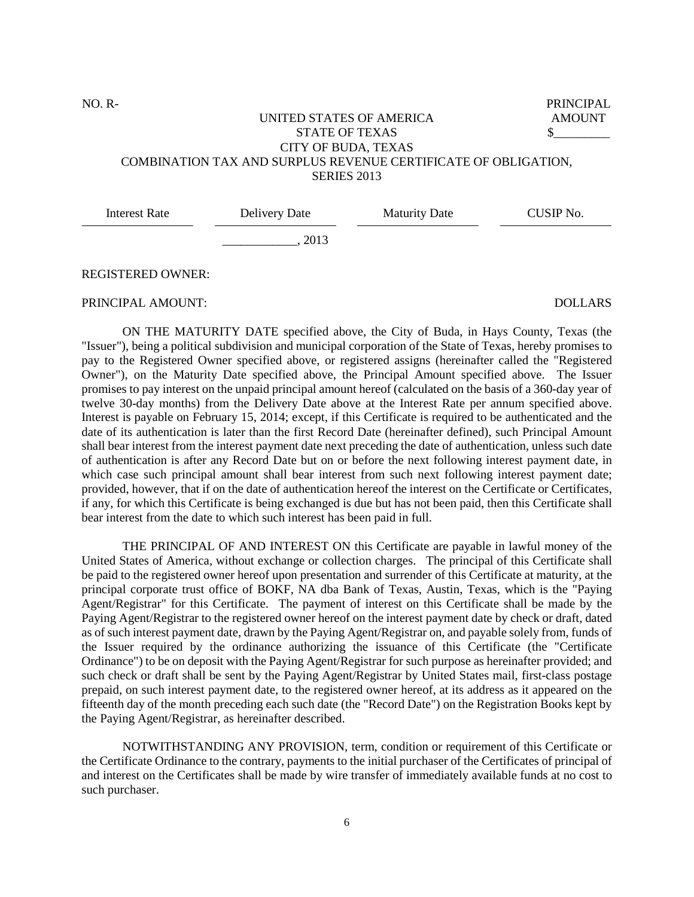NO. R-

PRINCIPAL AMOUNT $_________

UNITED STATES OF AMERICA
STATE OF TEXAS
CITY OF BUDA, TEXAS
COMBINATION TAX AND SURPLUS REVENUE CERTIFICATE OF OBLIGATION,
SERIES 2013

| Interest Rate | Delivery Date | Maturity Date | CUSIP No. |
|---|---|---|---|
| | ____________, 2013 | | |

REGISTERED OWNER:

PRINCIPAL AMOUNT: DOLLARS

ON THE MATURITY DATE specified above, the City of Buda, in Hays County, Texas (the "Issuer"), being a political subdivision and municipal corporation of the State of Texas, hereby promises to pay to the Registered Owner specified above, or registered assigns (hereinafter called the "Registered Owner"), on the Maturity Date specified above, the Principal Amount specified above. The Issuer promises to pay interest on the unpaid principal amount hereof (calculated on the basis of a 360-day year of twelve 30-day months) from the Delivery Date above at the Interest Rate per annum specified above. Interest is payable on February 15, 2014; except, if this Certificate is required to be authenticated and the date of its authentication is later than the first Record Date (hereinafter defined), such Principal Amount shall bear interest from the interest payment date next preceding the date of authentication, unless such date of authentication is after any Record Date but on or before the next following interest payment date, in which case such principal amount shall bear interest from such next following interest payment date; provided, however, that if on the date of authentication hereof the interest on the Certificate or Certificates, if any, for which this Certificate is being exchanged is due but has not been paid, then this Certificate shall bear interest from the date to which such interest has been paid in full.

THE PRINCIPAL OF AND INTEREST ON this Certificate are payable in lawful money of the United States of America, without exchange or collection charges. The principal of this Certificate shall be paid to the registered owner hereof upon presentation and surrender of this Certificate at maturity, at the principal corporate trust office of BOKF, NA dba Bank of Texas, Austin, Texas, which is the "Paying Agent/Registrar" for this Certificate. The payment of interest on this Certificate shall be made by the Paying Agent/Registrar to the registered owner hereof on the interest payment date by check or draft, dated as of such interest payment date, drawn by the Paying Agent/Registrar on, and payable solely from, funds of the Issuer required by the ordinance authorizing the issuance of this Certificate (the "Certificate Ordinance") to be on deposit with the Paying Agent/Registrar for such purpose as hereinafter provided; and such check or draft shall be sent by the Paying Agent/Registrar by United States mail, first-class postage prepaid, on such interest payment date, to the registered owner hereof, at its address as it appeared on the fifteenth day of the month preceding each such date (the "Record Date") on the Registration Books kept by the Paying Agent/Registrar, as hereinafter described.

NOTWITHSTANDING ANY PROVISION, term, condition or requirement of this Certificate or the Certificate Ordinance to the contrary, payments to the initial purchaser of the Certificates of principal of and interest on the Certificates shall be made by wire transfer of immediately available funds at no cost to such purchaser.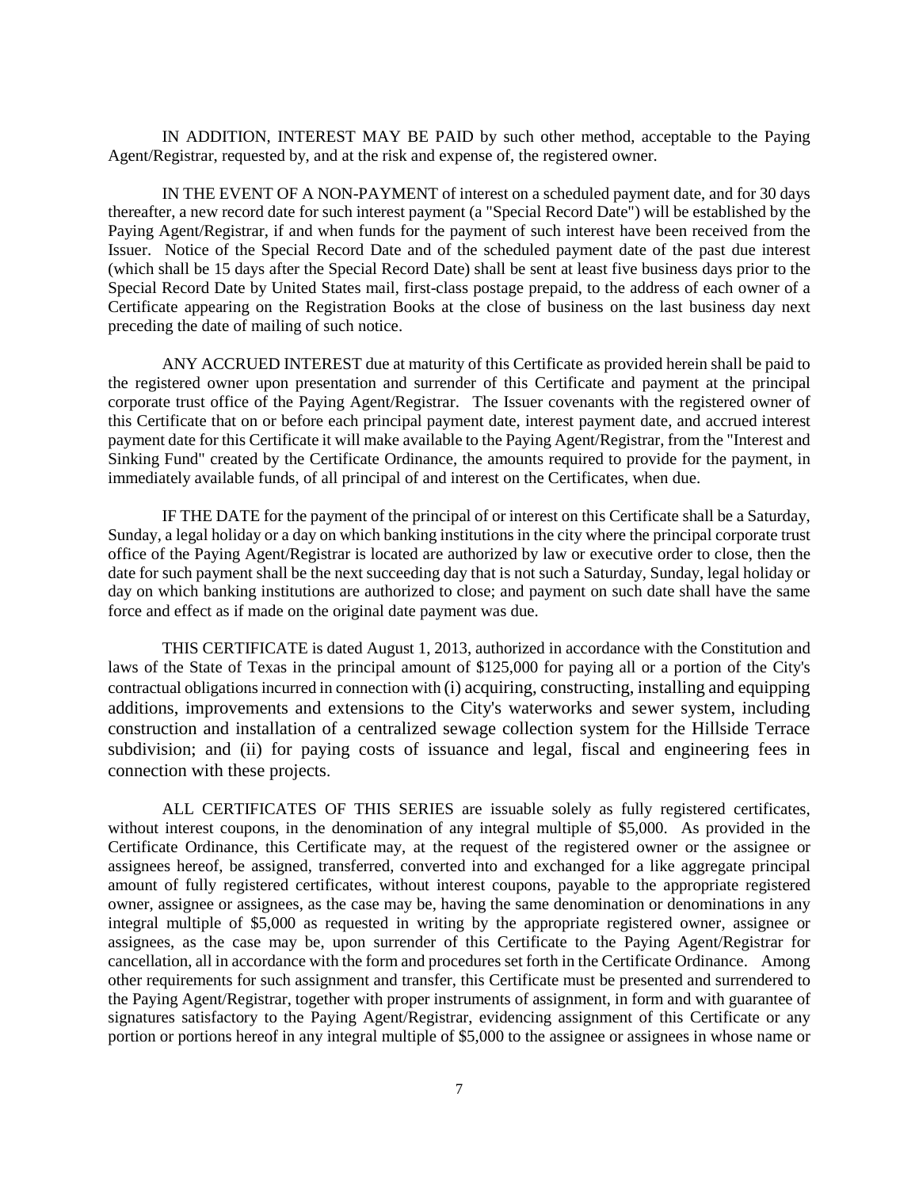IN ADDITION, INTEREST MAY BE PAID by such other method, acceptable to the Paying Agent/Registrar, requested by, and at the risk and expense of, the registered owner.

IN THE EVENT OF A NON-PAYMENT of interest on a scheduled payment date, and for 30 days thereafter, a new record date for such interest payment (a "Special Record Date") will be established by the Paying Agent/Registrar, if and when funds for the payment of such interest have been received from the Issuer. Notice of the Special Record Date and of the scheduled payment date of the past due interest (which shall be 15 days after the Special Record Date) shall be sent at least five business days prior to the Special Record Date by United States mail, first-class postage prepaid, to the address of each owner of a Certificate appearing on the Registration Books at the close of business on the last business day next preceding the date of mailing of such notice.

ANY ACCRUED INTEREST due at maturity of this Certificate as provided herein shall be paid to the registered owner upon presentation and surrender of this Certificate and payment at the principal corporate trust office of the Paying Agent/Registrar. The Issuer covenants with the registered owner of this Certificate that on or before each principal payment date, interest payment date, and accrued interest payment date for this Certificate it will make available to the Paying Agent/Registrar, from the "Interest and Sinking Fund" created by the Certificate Ordinance, the amounts required to provide for the payment, in immediately available funds, of all principal of and interest on the Certificates, when due.

IF THE DATE for the payment of the principal of or interest on this Certificate shall be a Saturday, Sunday, a legal holiday or a day on which banking institutions in the city where the principal corporate trust office of the Paying Agent/Registrar is located are authorized by law or executive order to close, then the date for such payment shall be the next succeeding day that is not such a Saturday, Sunday, legal holiday or day on which banking institutions are authorized to close; and payment on such date shall have the same force and effect as if made on the original date payment was due.

THIS CERTIFICATE is dated August 1, 2013, authorized in accordance with the Constitution and laws of the State of Texas in the principal amount of $125,000 for paying all or a portion of the City's contractual obligations incurred in connection with (i) acquiring, constructing, installing and equipping additions, improvements and extensions to the City's waterworks and sewer system, including construction and installation of a centralized sewage collection system for the Hillside Terrace subdivision; and (ii) for paying costs of issuance and legal, fiscal and engineering fees in connection with these projects.

ALL CERTIFICATES OF THIS SERIES are issuable solely as fully registered certificates, without interest coupons, in the denomination of any integral multiple of $5,000. As provided in the Certificate Ordinance, this Certificate may, at the request of the registered owner or the assignee or assignees hereof, be assigned, transferred, converted into and exchanged for a like aggregate principal amount of fully registered certificates, without interest coupons, payable to the appropriate registered owner, assignee or assignees, as the case may be, having the same denomination or denominations in any integral multiple of $5,000 as requested in writing by the appropriate registered owner, assignee or assignees, as the case may be, upon surrender of this Certificate to the Paying Agent/Registrar for cancellation, all in accordance with the form and procedures set forth in the Certificate Ordinance. Among other requirements for such assignment and transfer, this Certificate must be presented and surrendered to the Paying Agent/Registrar, together with proper instruments of assignment, in form and with guarantee of signatures satisfactory to the Paying Agent/Registrar, evidencing assignment of this Certificate or any portion or portions hereof in any integral multiple of $5,000 to the assignee or assignees in whose name or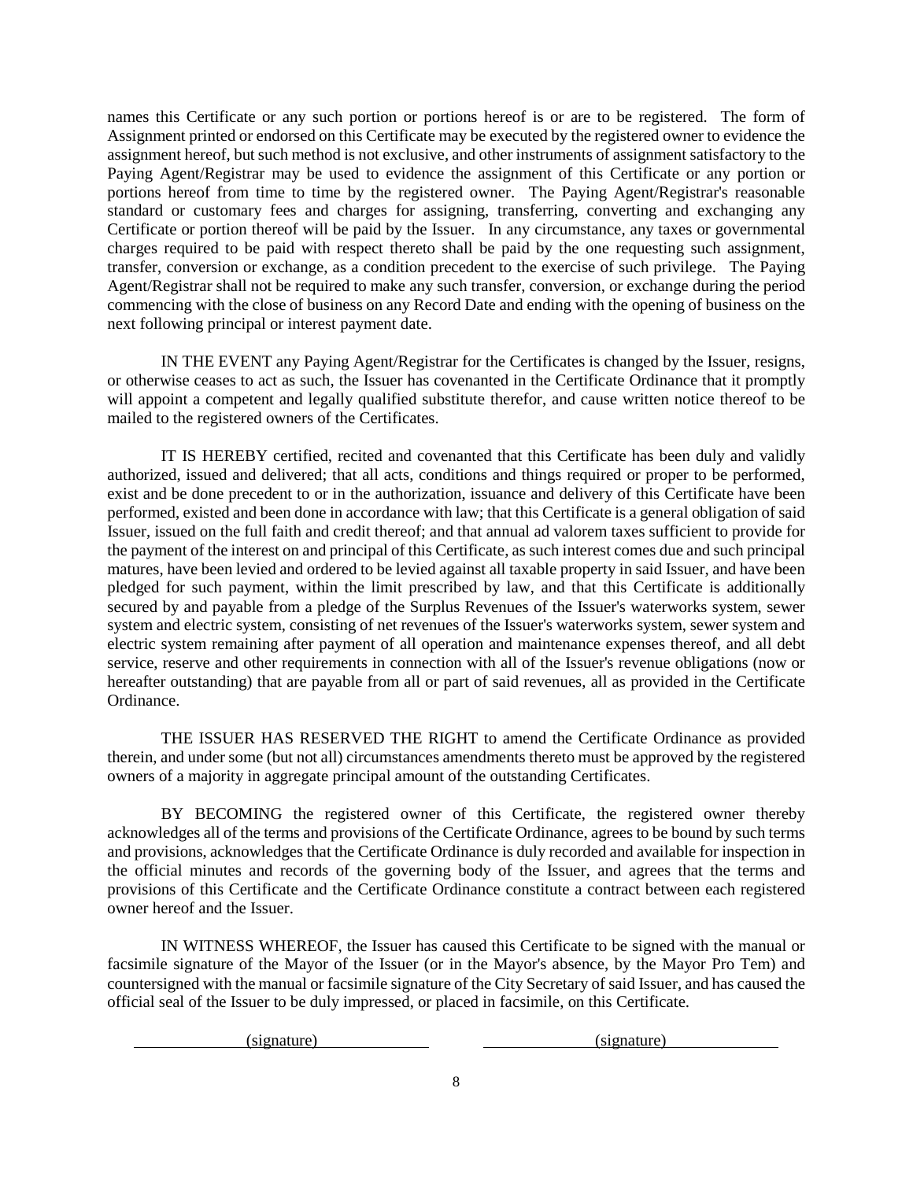names this Certificate or any such portion or portions hereof is or are to be registered. The form of Assignment printed or endorsed on this Certificate may be executed by the registered owner to evidence the assignment hereof, but such method is not exclusive, and other instruments of assignment satisfactory to the Paying Agent/Registrar may be used to evidence the assignment of this Certificate or any portion or portions hereof from time to time by the registered owner. The Paying Agent/Registrar's reasonable standard or customary fees and charges for assigning, transferring, converting and exchanging any Certificate or portion thereof will be paid by the Issuer. In any circumstance, any taxes or governmental charges required to be paid with respect thereto shall be paid by the one requesting such assignment, transfer, conversion or exchange, as a condition precedent to the exercise of such privilege. The Paying Agent/Registrar shall not be required to make any such transfer, conversion, or exchange during the period commencing with the close of business on any Record Date and ending with the opening of business on the next following principal or interest payment date.

IN THE EVENT any Paying Agent/Registrar for the Certificates is changed by the Issuer, resigns, or otherwise ceases to act as such, the Issuer has covenanted in the Certificate Ordinance that it promptly will appoint a competent and legally qualified substitute therefor, and cause written notice thereof to be mailed to the registered owners of the Certificates.

IT IS HEREBY certified, recited and covenanted that this Certificate has been duly and validly authorized, issued and delivered; that all acts, conditions and things required or proper to be performed, exist and be done precedent to or in the authorization, issuance and delivery of this Certificate have been performed, existed and been done in accordance with law; that this Certificate is a general obligation of said Issuer, issued on the full faith and credit thereof; and that annual ad valorem taxes sufficient to provide for the payment of the interest on and principal of this Certificate, as such interest comes due and such principal matures, have been levied and ordered to be levied against all taxable property in said Issuer, and have been pledged for such payment, within the limit prescribed by law, and that this Certificate is additionally secured by and payable from a pledge of the Surplus Revenues of the Issuer's waterworks system, sewer system and electric system, consisting of net revenues of the Issuer's waterworks system, sewer system and electric system remaining after payment of all operation and maintenance expenses thereof, and all debt service, reserve and other requirements in connection with all of the Issuer's revenue obligations (now or hereafter outstanding) that are payable from all or part of said revenues, all as provided in the Certificate Ordinance.

THE ISSUER HAS RESERVED THE RIGHT to amend the Certificate Ordinance as provided therein, and under some (but not all) circumstances amendments thereto must be approved by the registered owners of a majority in aggregate principal amount of the outstanding Certificates.

BY BECOMING the registered owner of this Certificate, the registered owner thereby acknowledges all of the terms and provisions of the Certificate Ordinance, agrees to be bound by such terms and provisions, acknowledges that the Certificate Ordinance is duly recorded and available for inspection in the official minutes and records of the governing body of the Issuer, and agrees that the terms and provisions of this Certificate and the Certificate Ordinance constitute a contract between each registered owner hereof and the Issuer.

IN WITNESS WHEREOF, the Issuer has caused this Certificate to be signed with the manual or facsimile signature of the Mayor of the Issuer (or in the Mayor's absence, by the Mayor Pro Tem) and countersigned with the manual or facsimile signature of the City Secretary of said Issuer, and has caused the official seal of the Issuer to be duly impressed, or placed in facsimile, on this Certificate.

(signature) (signature)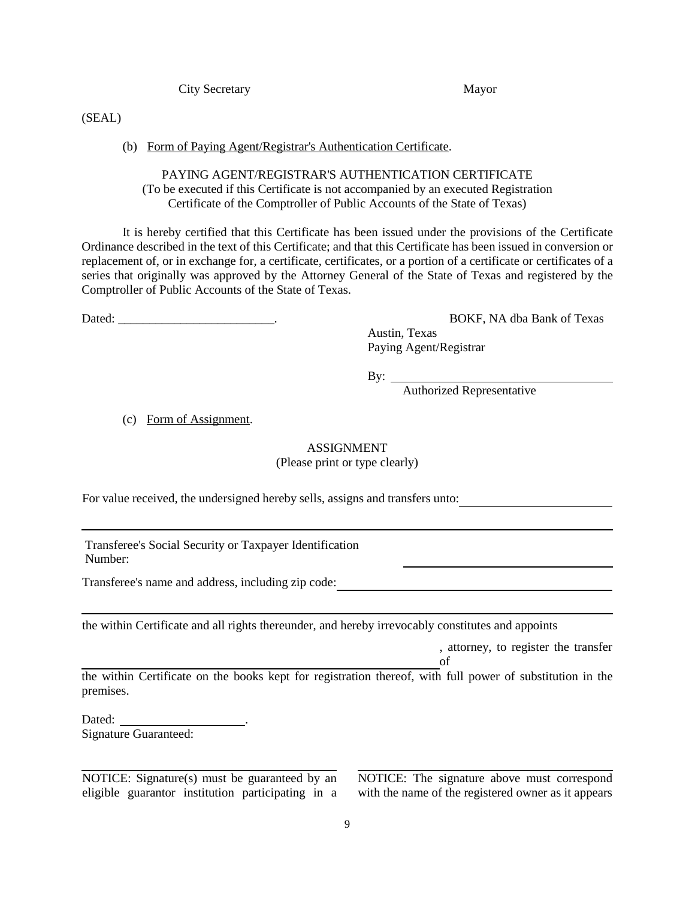City Secretary Mayor

(SEAL)

(b) Form of Paying Agent/Registrar's Authentication Certificate.

PAYING AGENT/REGISTRAR'S AUTHENTICATION CERTIFICATE
(To be executed if this Certificate is not accompanied by an executed Registration Certificate of the Comptroller of Public Accounts of the State of Texas)

It is hereby certified that this Certificate has been issued under the provisions of the Certificate Ordinance described in the text of this Certificate; and that this Certificate has been issued in conversion or replacement of, or in exchange for, a certificate, certificates, or a portion of a certificate or certificates of a series that originally was approved by the Attorney General of the State of Texas and registered by the Comptroller of Public Accounts of the State of Texas.

Dated: _________________________.

BOKF, NA dba Bank of Texas
Austin, Texas
Paying Agent/Registrar

By: ____________________________________
Authorized Representative

(c) Form of Assignment.

ASSIGNMENT
(Please print or type clearly)

For value received, the undersigned hereby sells, assigns and transfers unto: ________________________

______________________________________________________________________________

Transferee's Social Security or Taxpayer Identification Number: ____________________________________

Transferee's name and address, including zip code: ____________________________________________

______________________________________________________________________________

the within Certificate and all rights thereunder, and hereby irrevocably constitutes and appoints

__________________________________________________________, attorney, to register the transfer of the within Certificate on the books kept for registration thereof, with full power of substitution in the premises.

Dated: ____________________.
Signature Guaranteed:

______________________________________

NOTICE: Signature(s) must be guaranteed by an eligible guarantor institution participating in a

______________________________________

NOTICE: The signature above must correspond with the name of the registered owner as it appears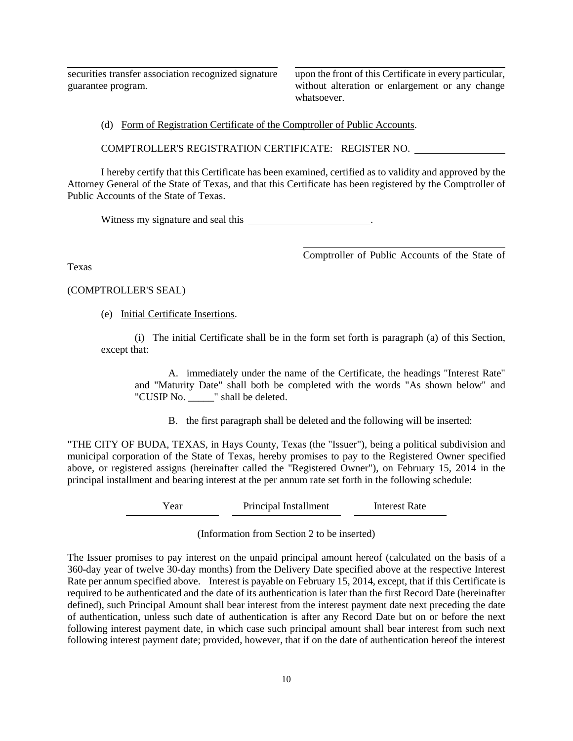securities transfer association recognized signature guarantee program.

upon the front of this Certificate in every particular, without alteration or enlargement or any change whatsoever.

(d) Form of Registration Certificate of the Comptroller of Public Accounts.

COMPTROLLER'S REGISTRATION CERTIFICATE: REGISTER NO. ____________

I hereby certify that this Certificate has been examined, certified as to validity and approved by the Attorney General of the State of Texas, and that this Certificate has been registered by the Comptroller of Public Accounts of the State of Texas.

Witness my signature and seal this ____________________.

____________________________
Comptroller of Public Accounts of the State of Texas

(COMPTROLLER'S SEAL)

(e) Initial Certificate Insertions.

(i) The initial Certificate shall be in the form set forth is paragraph (a) of this Section, except that:

A. immediately under the name of the Certificate, the headings "Interest Rate" and "Maturity Date" shall both be completed with the words "As shown below" and "CUSIP No. _____" shall be deleted.

B. the first paragraph shall be deleted and the following will be inserted:

"THE CITY OF BUDA, TEXAS, in Hays County, Texas (the "Issuer"), being a political subdivision and municipal corporation of the State of Texas, hereby promises to pay to the Registered Owner specified above, or registered assigns (hereinafter called the "Registered Owner"), on February 15, 2014 in the principal installment and bearing interest at the per annum rate set forth in the following schedule:

| Year | Principal Installment | Interest Rate |
|---|---|---|

(Information from Section 2 to be inserted)

The Issuer promises to pay interest on the unpaid principal amount hereof (calculated on the basis of a 360-day year of twelve 30-day months) from the Delivery Date specified above at the respective Interest Rate per annum specified above. Interest is payable on February 15, 2014, except, that if this Certificate is required to be authenticated and the date of its authentication is later than the first Record Date (hereinafter defined), such Principal Amount shall bear interest from the interest payment date next preceding the date of authentication, unless such date of authentication is after any Record Date but on or before the next following interest payment date, in which case such principal amount shall bear interest from such next following interest payment date; provided, however, that if on the date of authentication hereof the interest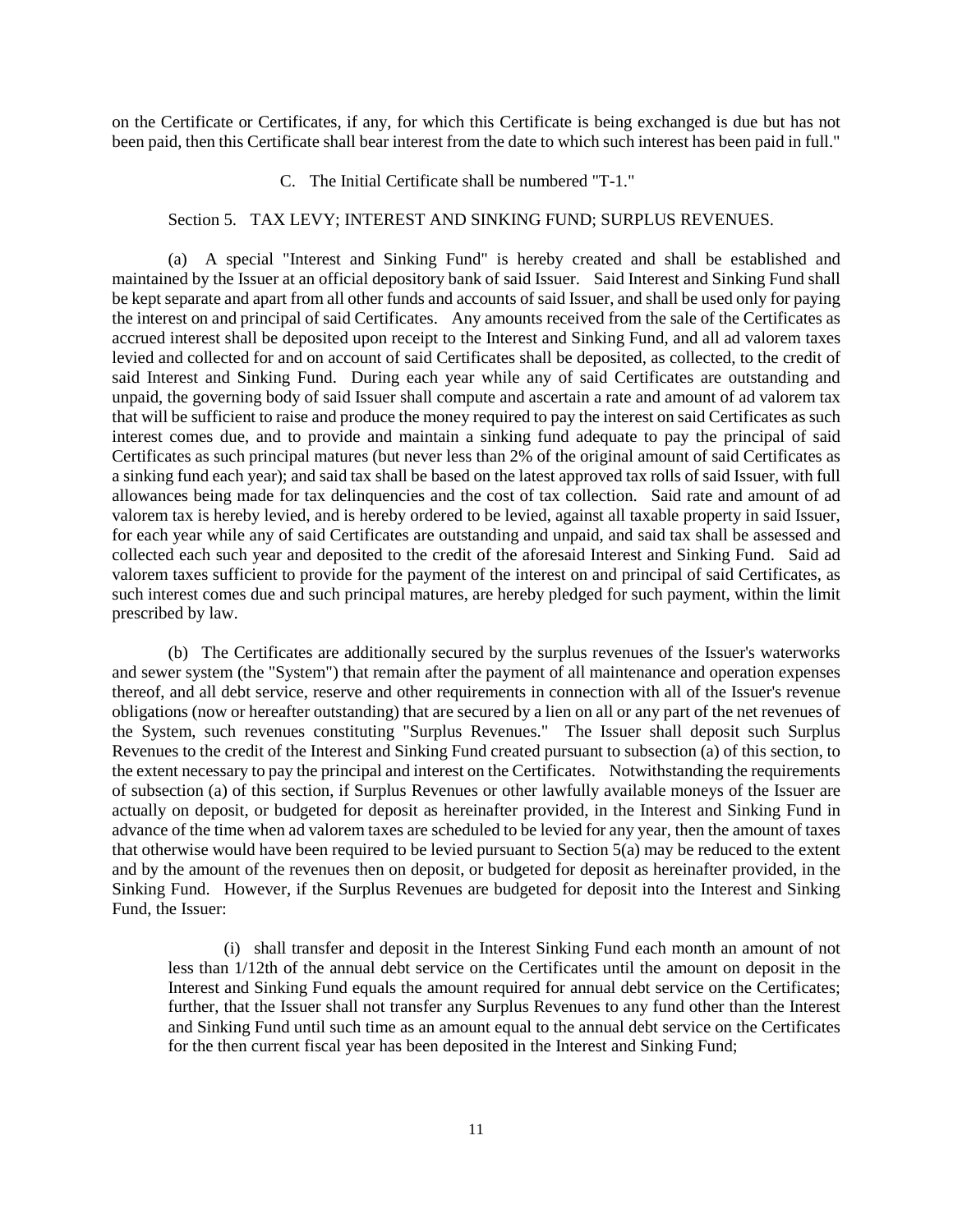on the Certificate or Certificates, if any, for which this Certificate is being exchanged is due but has not been paid, then this Certificate shall bear interest from the date to which such interest has been paid in full."

C. The Initial Certificate shall be numbered "T-1."

Section 5. TAX LEVY; INTEREST AND SINKING FUND; SURPLUS REVENUES.

(a) A special "Interest and Sinking Fund" is hereby created and shall be established and maintained by the Issuer at an official depository bank of said Issuer. Said Interest and Sinking Fund shall be kept separate and apart from all other funds and accounts of said Issuer, and shall be used only for paying the interest on and principal of said Certificates. Any amounts received from the sale of the Certificates as accrued interest shall be deposited upon receipt to the Interest and Sinking Fund, and all ad valorem taxes levied and collected for and on account of said Certificates shall be deposited, as collected, to the credit of said Interest and Sinking Fund. During each year while any of said Certificates are outstanding and unpaid, the governing body of said Issuer shall compute and ascertain a rate and amount of ad valorem tax that will be sufficient to raise and produce the money required to pay the interest on said Certificates as such interest comes due, and to provide and maintain a sinking fund adequate to pay the principal of said Certificates as such principal matures (but never less than 2% of the original amount of said Certificates as a sinking fund each year); and said tax shall be based on the latest approved tax rolls of said Issuer, with full allowances being made for tax delinquencies and the cost of tax collection. Said rate and amount of ad valorem tax is hereby levied, and is hereby ordered to be levied, against all taxable property in said Issuer, for each year while any of said Certificates are outstanding and unpaid, and said tax shall be assessed and collected each such year and deposited to the credit of the aforesaid Interest and Sinking Fund. Said ad valorem taxes sufficient to provide for the payment of the interest on and principal of said Certificates, as such interest comes due and such principal matures, are hereby pledged for such payment, within the limit prescribed by law.

(b) The Certificates are additionally secured by the surplus revenues of the Issuer's waterworks and sewer system (the "System") that remain after the payment of all maintenance and operation expenses thereof, and all debt service, reserve and other requirements in connection with all of the Issuer's revenue obligations (now or hereafter outstanding) that are secured by a lien on all or any part of the net revenues of the System, such revenues constituting "Surplus Revenues." The Issuer shall deposit such Surplus Revenues to the credit of the Interest and Sinking Fund created pursuant to subsection (a) of this section, to the extent necessary to pay the principal and interest on the Certificates. Notwithstanding the requirements of subsection (a) of this section, if Surplus Revenues or other lawfully available moneys of the Issuer are actually on deposit, or budgeted for deposit as hereinafter provided, in the Interest and Sinking Fund in advance of the time when ad valorem taxes are scheduled to be levied for any year, then the amount of taxes that otherwise would have been required to be levied pursuant to Section 5(a) may be reduced to the extent and by the amount of the revenues then on deposit, or budgeted for deposit as hereinafter provided, in the Sinking Fund. However, if the Surplus Revenues are budgeted for deposit into the Interest and Sinking Fund, the Issuer:

(i) shall transfer and deposit in the Interest Sinking Fund each month an amount of not less than 1/12th of the annual debt service on the Certificates until the amount on deposit in the Interest and Sinking Fund equals the amount required for annual debt service on the Certificates; further, that the Issuer shall not transfer any Surplus Revenues to any fund other than the Interest and Sinking Fund until such time as an amount equal to the annual debt service on the Certificates for the then current fiscal year has been deposited in the Interest and Sinking Fund;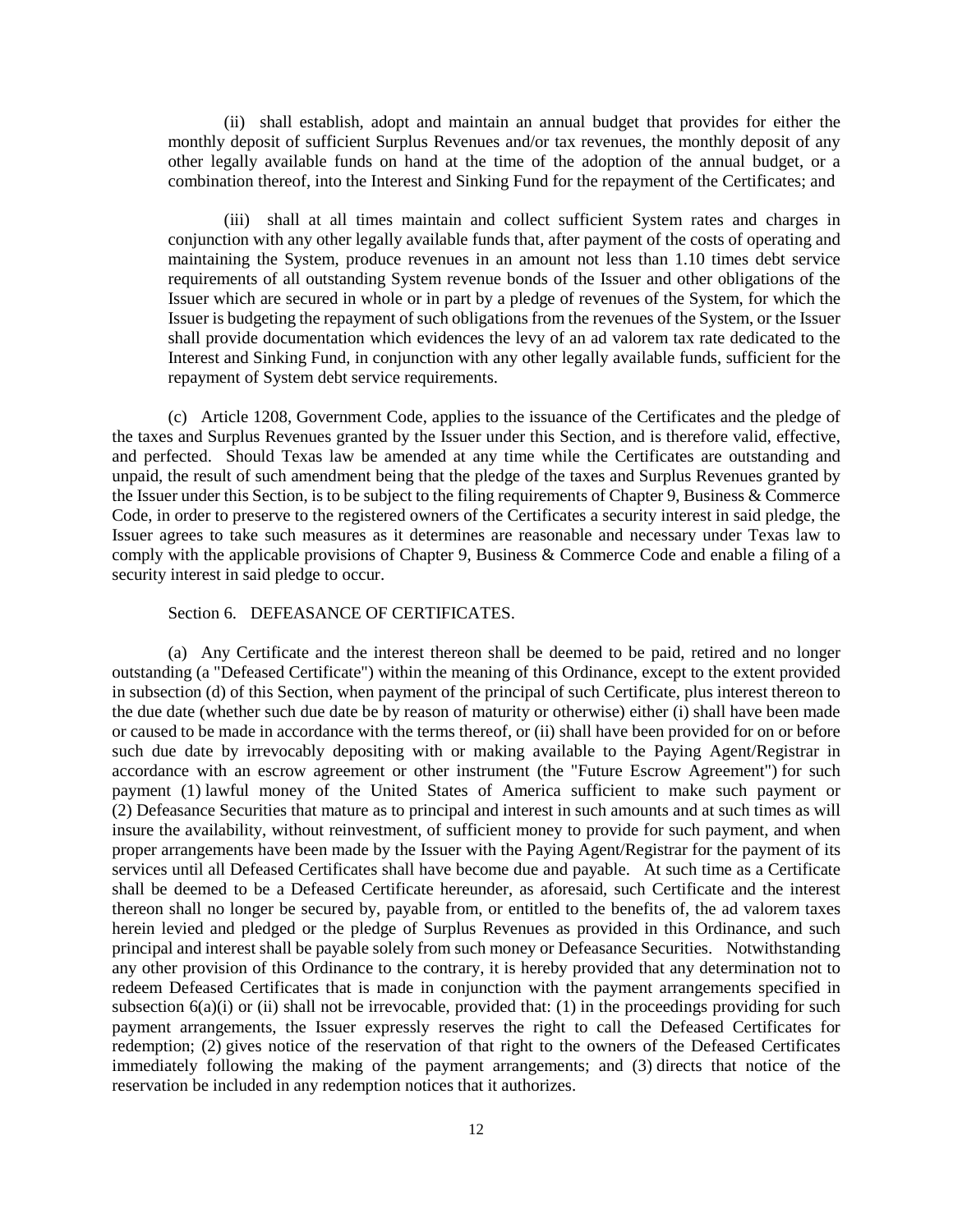(ii) shall establish, adopt and maintain an annual budget that provides for either the monthly deposit of sufficient Surplus Revenues and/or tax revenues, the monthly deposit of any other legally available funds on hand at the time of the adoption of the annual budget, or a combination thereof, into the Interest and Sinking Fund for the repayment of the Certificates; and

(iii) shall at all times maintain and collect sufficient System rates and charges in conjunction with any other legally available funds that, after payment of the costs of operating and maintaining the System, produce revenues in an amount not less than 1.10 times debt service requirements of all outstanding System revenue bonds of the Issuer and other obligations of the Issuer which are secured in whole or in part by a pledge of revenues of the System, for which the Issuer is budgeting the repayment of such obligations from the revenues of the System, or the Issuer shall provide documentation which evidences the levy of an ad valorem tax rate dedicated to the Interest and Sinking Fund, in conjunction with any other legally available funds, sufficient for the repayment of System debt service requirements.

(c) Article 1208, Government Code, applies to the issuance of the Certificates and the pledge of the taxes and Surplus Revenues granted by the Issuer under this Section, and is therefore valid, effective, and perfected. Should Texas law be amended at any time while the Certificates are outstanding and unpaid, the result of such amendment being that the pledge of the taxes and Surplus Revenues granted by the Issuer under this Section, is to be subject to the filing requirements of Chapter 9, Business & Commerce Code, in order to preserve to the registered owners of the Certificates a security interest in said pledge, the Issuer agrees to take such measures as it determines are reasonable and necessary under Texas law to comply with the applicable provisions of Chapter 9, Business & Commerce Code and enable a filing of a security interest in said pledge to occur.

Section 6. DEFEASANCE OF CERTIFICATES.

(a) Any Certificate and the interest thereon shall be deemed to be paid, retired and no longer outstanding (a "Defeased Certificate") within the meaning of this Ordinance, except to the extent provided in subsection (d) of this Section, when payment of the principal of such Certificate, plus interest thereon to the due date (whether such due date be by reason of maturity or otherwise) either (i) shall have been made or caused to be made in accordance with the terms thereof, or (ii) shall have been provided for on or before such due date by irrevocably depositing with or making available to the Paying Agent/Registrar in accordance with an escrow agreement or other instrument (the "Future Escrow Agreement") for such payment (1) lawful money of the United States of America sufficient to make such payment or (2) Defeasance Securities that mature as to principal and interest in such amounts and at such times as will insure the availability, without reinvestment, of sufficient money to provide for such payment, and when proper arrangements have been made by the Issuer with the Paying Agent/Registrar for the payment of its services until all Defeased Certificates shall have become due and payable. At such time as a Certificate shall be deemed to be a Defeased Certificate hereunder, as aforesaid, such Certificate and the interest thereon shall no longer be secured by, payable from, or entitled to the benefits of, the ad valorem taxes herein levied and pledged or the pledge of Surplus Revenues as provided in this Ordinance, and such principal and interest shall be payable solely from such money or Defeasance Securities. Notwithstanding any other provision of this Ordinance to the contrary, it is hereby provided that any determination not to redeem Defeased Certificates that is made in conjunction with the payment arrangements specified in subsection 6(a)(i) or (ii) shall not be irrevocable, provided that: (1) in the proceedings providing for such payment arrangements, the Issuer expressly reserves the right to call the Defeased Certificates for redemption; (2) gives notice of the reservation of that right to the owners of the Defeased Certificates immediately following the making of the payment arrangements; and (3) directs that notice of the reservation be included in any redemption notices that it authorizes.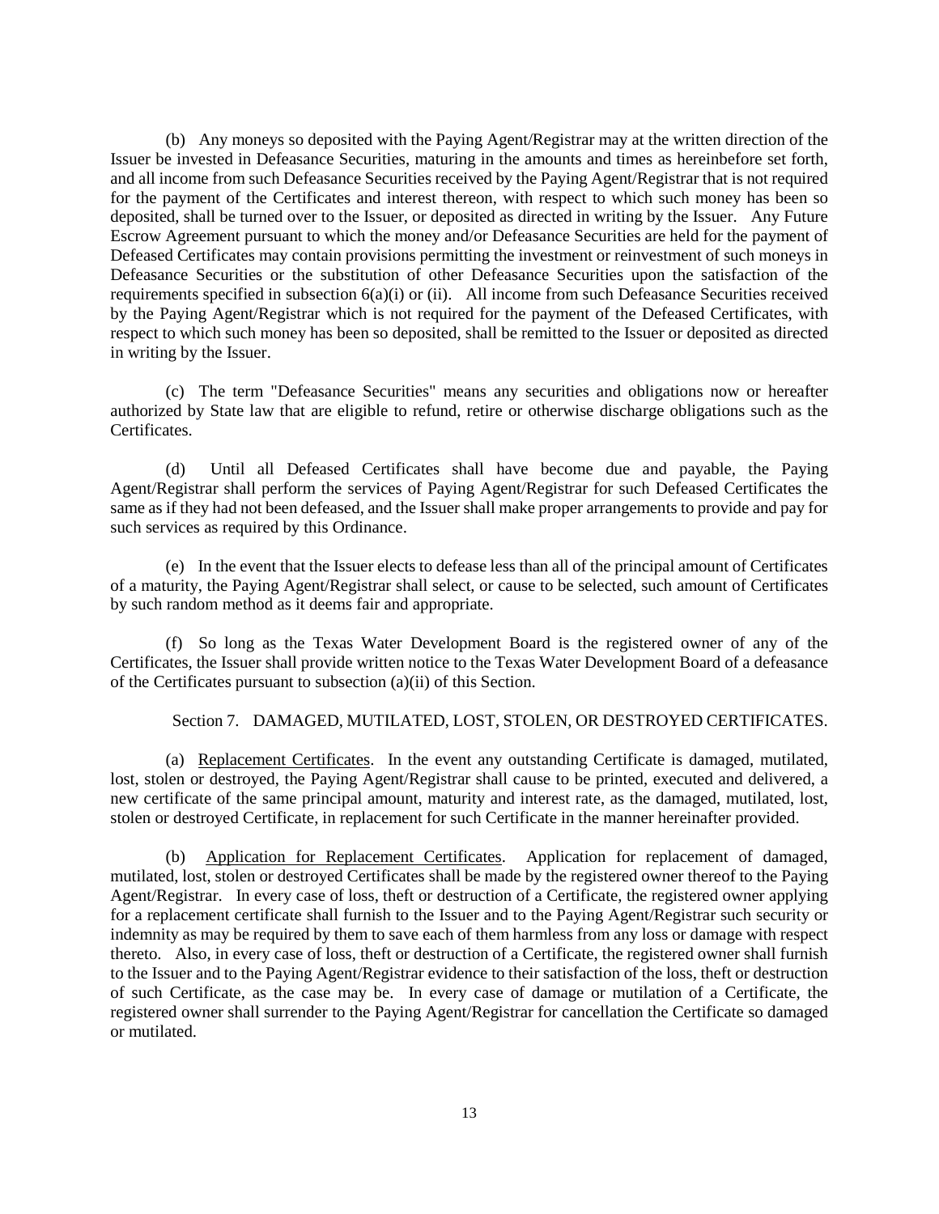(b) Any moneys so deposited with the Paying Agent/Registrar may at the written direction of the Issuer be invested in Defeasance Securities, maturing in the amounts and times as hereinbefore set forth, and all income from such Defeasance Securities received by the Paying Agent/Registrar that is not required for the payment of the Certificates and interest thereon, with respect to which such money has been so deposited, shall be turned over to the Issuer, or deposited as directed in writing by the Issuer. Any Future Escrow Agreement pursuant to which the money and/or Defeasance Securities are held for the payment of Defeased Certificates may contain provisions permitting the investment or reinvestment of such moneys in Defeasance Securities or the substitution of other Defeasance Securities upon the satisfaction of the requirements specified in subsection 6(a)(i) or (ii). All income from such Defeasance Securities received by the Paying Agent/Registrar which is not required for the payment of the Defeased Certificates, with respect to which such money has been so deposited, shall be remitted to the Issuer or deposited as directed in writing by the Issuer.

(c) The term "Defeasance Securities" means any securities and obligations now or hereafter authorized by State law that are eligible to refund, retire or otherwise discharge obligations such as the Certificates.

(d) Until all Defeased Certificates shall have become due and payable, the Paying Agent/Registrar shall perform the services of Paying Agent/Registrar for such Defeased Certificates the same as if they had not been defeased, and the Issuer shall make proper arrangements to provide and pay for such services as required by this Ordinance.

(e) In the event that the Issuer elects to defease less than all of the principal amount of Certificates of a maturity, the Paying Agent/Registrar shall select, or cause to be selected, such amount of Certificates by such random method as it deems fair and appropriate.

(f) So long as the Texas Water Development Board is the registered owner of any of the Certificates, the Issuer shall provide written notice to the Texas Water Development Board of a defeasance of the Certificates pursuant to subsection (a)(ii) of this Section.

Section 7. DAMAGED, MUTILATED, LOST, STOLEN, OR DESTROYED CERTIFICATES.

(a) Replacement Certificates. In the event any outstanding Certificate is damaged, mutilated, lost, stolen or destroyed, the Paying Agent/Registrar shall cause to be printed, executed and delivered, a new certificate of the same principal amount, maturity and interest rate, as the damaged, mutilated, lost, stolen or destroyed Certificate, in replacement for such Certificate in the manner hereinafter provided.

(b) Application for Replacement Certificates. Application for replacement of damaged, mutilated, lost, stolen or destroyed Certificates shall be made by the registered owner thereof to the Paying Agent/Registrar. In every case of loss, theft or destruction of a Certificate, the registered owner applying for a replacement certificate shall furnish to the Issuer and to the Paying Agent/Registrar such security or indemnity as may be required by them to save each of them harmless from any loss or damage with respect thereto. Also, in every case of loss, theft or destruction of a Certificate, the registered owner shall furnish to the Issuer and to the Paying Agent/Registrar evidence to their satisfaction of the loss, theft or destruction of such Certificate, as the case may be. In every case of damage or mutilation of a Certificate, the registered owner shall surrender to the Paying Agent/Registrar for cancellation the Certificate so damaged or mutilated.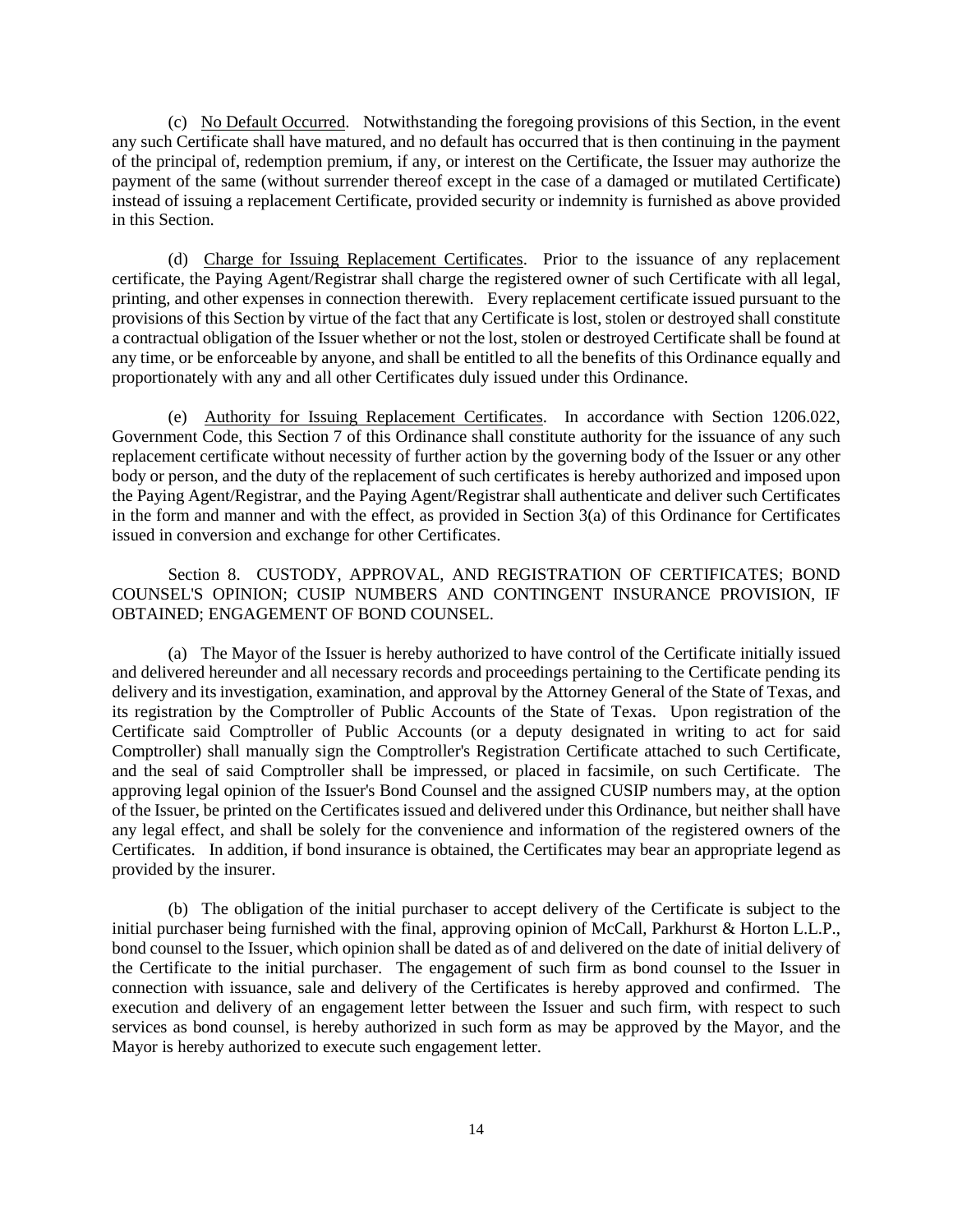(c) No Default Occurred. Notwithstanding the foregoing provisions of this Section, in the event any such Certificate shall have matured, and no default has occurred that is then continuing in the payment of the principal of, redemption premium, if any, or interest on the Certificate, the Issuer may authorize the payment of the same (without surrender thereof except in the case of a damaged or mutilated Certificate) instead of issuing a replacement Certificate, provided security or indemnity is furnished as above provided in this Section.

(d) Charge for Issuing Replacement Certificates. Prior to the issuance of any replacement certificate, the Paying Agent/Registrar shall charge the registered owner of such Certificate with all legal, printing, and other expenses in connection therewith. Every replacement certificate issued pursuant to the provisions of this Section by virtue of the fact that any Certificate is lost, stolen or destroyed shall constitute a contractual obligation of the Issuer whether or not the lost, stolen or destroyed Certificate shall be found at any time, or be enforceable by anyone, and shall be entitled to all the benefits of this Ordinance equally and proportionately with any and all other Certificates duly issued under this Ordinance.

(e) Authority for Issuing Replacement Certificates. In accordance with Section 1206.022, Government Code, this Section 7 of this Ordinance shall constitute authority for the issuance of any such replacement certificate without necessity of further action by the governing body of the Issuer or any other body or person, and the duty of the replacement of such certificates is hereby authorized and imposed upon the Paying Agent/Registrar, and the Paying Agent/Registrar shall authenticate and deliver such Certificates in the form and manner and with the effect, as provided in Section 3(a) of this Ordinance for Certificates issued in conversion and exchange for other Certificates.

Section 8. CUSTODY, APPROVAL, AND REGISTRATION OF CERTIFICATES; BOND COUNSEL'S OPINION; CUSIP NUMBERS AND CONTINGENT INSURANCE PROVISION, IF OBTAINED; ENGAGEMENT OF BOND COUNSEL.

(a) The Mayor of the Issuer is hereby authorized to have control of the Certificate initially issued and delivered hereunder and all necessary records and proceedings pertaining to the Certificate pending its delivery and its investigation, examination, and approval by the Attorney General of the State of Texas, and its registration by the Comptroller of Public Accounts of the State of Texas. Upon registration of the Certificate said Comptroller of Public Accounts (or a deputy designated in writing to act for said Comptroller) shall manually sign the Comptroller's Registration Certificate attached to such Certificate, and the seal of said Comptroller shall be impressed, or placed in facsimile, on such Certificate. The approving legal opinion of the Issuer's Bond Counsel and the assigned CUSIP numbers may, at the option of the Issuer, be printed on the Certificates issued and delivered under this Ordinance, but neither shall have any legal effect, and shall be solely for the convenience and information of the registered owners of the Certificates. In addition, if bond insurance is obtained, the Certificates may bear an appropriate legend as provided by the insurer.

(b) The obligation of the initial purchaser to accept delivery of the Certificate is subject to the initial purchaser being furnished with the final, approving opinion of McCall, Parkhurst & Horton L.L.P., bond counsel to the Issuer, which opinion shall be dated as of and delivered on the date of initial delivery of the Certificate to the initial purchaser. The engagement of such firm as bond counsel to the Issuer in connection with issuance, sale and delivery of the Certificates is hereby approved and confirmed. The execution and delivery of an engagement letter between the Issuer and such firm, with respect to such services as bond counsel, is hereby authorized in such form as may be approved by the Mayor, and the Mayor is hereby authorized to execute such engagement letter.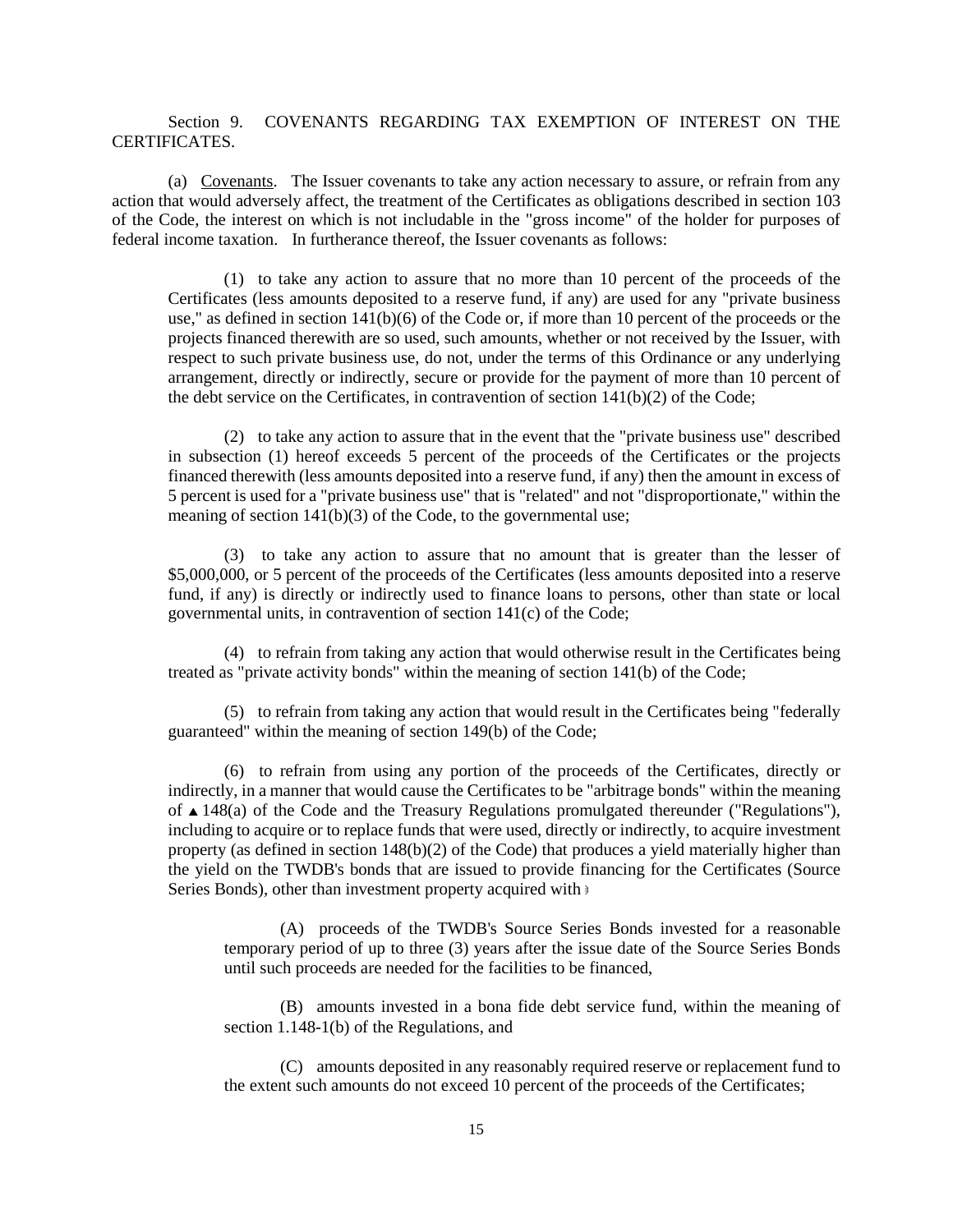Section 9. COVENANTS REGARDING TAX EXEMPTION OF INTEREST ON THE CERTIFICATES.

(a) Covenants. The Issuer covenants to take any action necessary to assure, or refrain from any action that would adversely affect, the treatment of the Certificates as obligations described in section 103 of the Code, the interest on which is not includable in the "gross income" of the holder for purposes of federal income taxation. In furtherance thereof, the Issuer covenants as follows:

(1) to take any action to assure that no more than 10 percent of the proceeds of the Certificates (less amounts deposited to a reserve fund, if any) are used for any "private business use," as defined in section 141(b)(6) of the Code or, if more than 10 percent of the proceeds or the projects financed therewith are so used, such amounts, whether or not received by the Issuer, with respect to such private business use, do not, under the terms of this Ordinance or any underlying arrangement, directly or indirectly, secure or provide for the payment of more than 10 percent of the debt service on the Certificates, in contravention of section 141(b)(2) of the Code;

(2) to take any action to assure that in the event that the "private business use" described in subsection (1) hereof exceeds 5 percent of the proceeds of the Certificates or the projects financed therewith (less amounts deposited into a reserve fund, if any) then the amount in excess of 5 percent is used for a "private business use" that is "related" and not "disproportionate," within the meaning of section 141(b)(3) of the Code, to the governmental use;

(3) to take any action to assure that no amount that is greater than the lesser of \$5,000,000, or 5 percent of the proceeds of the Certificates (less amounts deposited into a reserve fund, if any) is directly or indirectly used to finance loans to persons, other than state or local governmental units, in contravention of section 141(c) of the Code;

(4) to refrain from taking any action that would otherwise result in the Certificates being treated as "private activity bonds" within the meaning of section 141(b) of the Code;

(5) to refrain from taking any action that would result in the Certificates being "federally guaranteed" within the meaning of section 149(b) of the Code;

(6) to refrain from using any portion of the proceeds of the Certificates, directly or indirectly, in a manner that would cause the Certificates to be "arbitrage bonds" within the meaning of ▲ 148(a) of the Code and the Treasury Regulations promulgated thereunder ("Regulations"), including to acquire or to replace funds that were used, directly or indirectly, to acquire investment property (as defined in section 148(b)(2) of the Code) that produces a yield materially higher than the yield on the TWDB's bonds that are issued to provide financing for the Certificates (Source Series Bonds), other than investment property acquired with

(A) proceeds of the TWDB's Source Series Bonds invested for a reasonable temporary period of up to three (3) years after the issue date of the Source Series Bonds until such proceeds are needed for the facilities to be financed,

(B) amounts invested in a bona fide debt service fund, within the meaning of section 1.148-1(b) of the Regulations, and

(C) amounts deposited in any reasonably required reserve or replacement fund to the extent such amounts do not exceed 10 percent of the proceeds of the Certificates;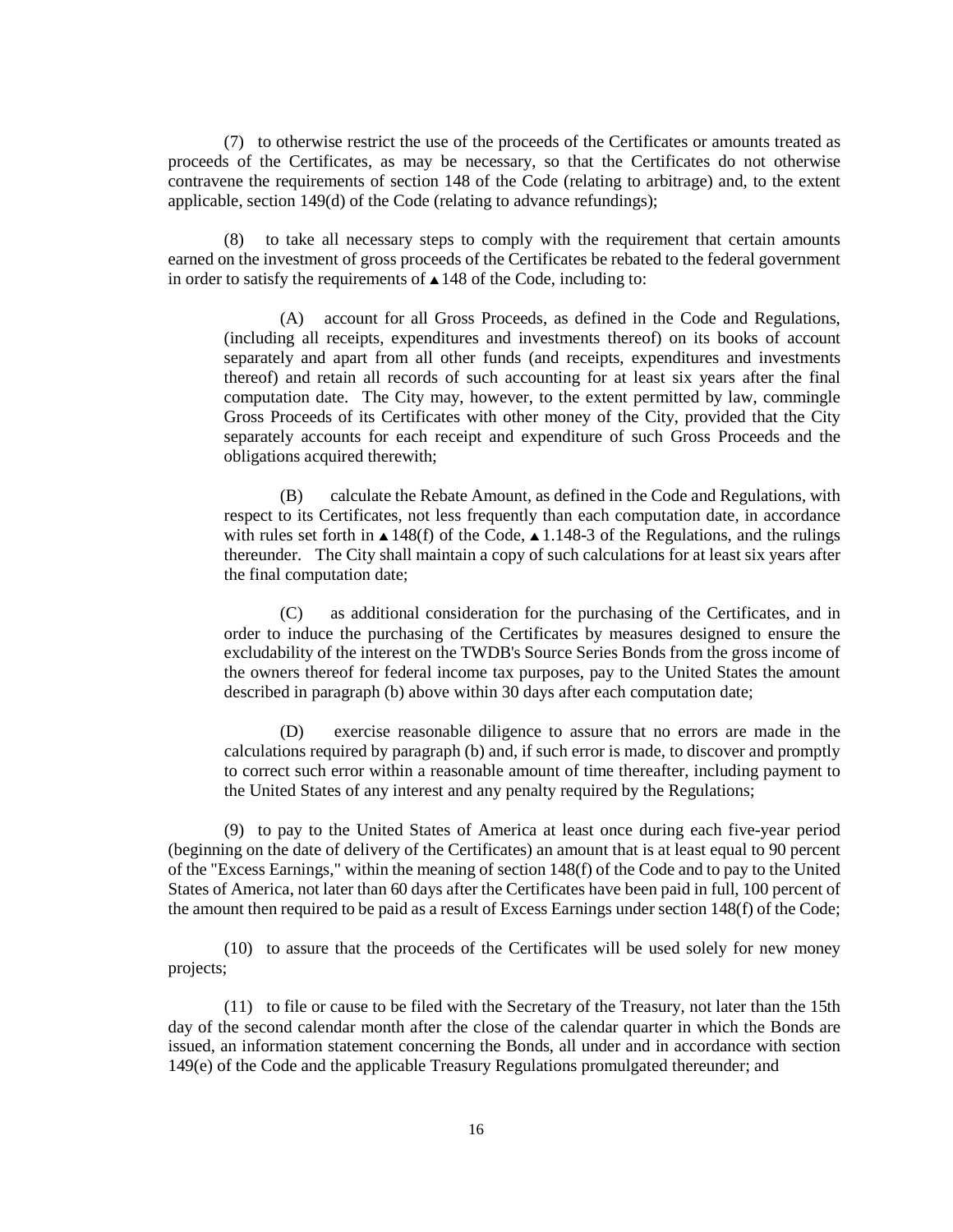(7) to otherwise restrict the use of the proceeds of the Certificates or amounts treated as proceeds of the Certificates, as may be necessary, so that the Certificates do not otherwise contravene the requirements of section 148 of the Code (relating to arbitrage) and, to the extent applicable, section 149(d) of the Code (relating to advance refundings);

(8) to take all necessary steps to comply with the requirement that certain amounts earned on the investment of gross proceeds of the Certificates be rebated to the federal government in order to satisfy the requirements of ▲148 of the Code, including to:

> (A) account for all Gross Proceeds, as defined in the Code and Regulations, (including all receipts, expenditures and investments thereof) on its books of account separately and apart from all other funds (and receipts, expenditures and investments thereof) and retain all records of such accounting for at least six years after the final computation date. The City may, however, to the extent permitted by law, commingle Gross Proceeds of its Certificates with other money of the City, provided that the City separately accounts for each receipt and expenditure of such Gross Proceeds and the obligations acquired therewith;
>
> (B) calculate the Rebate Amount, as defined in the Code and Regulations, with respect to its Certificates, not less frequently than each computation date, in accordance with rules set forth in ▲148(f) of the Code, ▲1.148-3 of the Regulations, and the rulings thereunder. The City shall maintain a copy of such calculations for at least six years after the final computation date;
>
> (C) as additional consideration for the purchasing of the Certificates, and in order to induce the purchasing of the Certificates by measures designed to ensure the excludability of the interest on the TWDB's Source Series Bonds from the gross income of the owners thereof for federal income tax purposes, pay to the United States the amount described in paragraph (b) above within 30 days after each computation date;
>
> (D) exercise reasonable diligence to assure that no errors are made in the calculations required by paragraph (b) and, if such error is made, to discover and promptly to correct such error within a reasonable amount of time thereafter, including payment to the United States of any interest and any penalty required by the Regulations;

(9) to pay to the United States of America at least once during each five-year period (beginning on the date of delivery of the Certificates) an amount that is at least equal to 90 percent of the "Excess Earnings," within the meaning of section 148(f) of the Code and to pay to the United States of America, not later than 60 days after the Certificates have been paid in full, 100 percent of the amount then required to be paid as a result of Excess Earnings under section 148(f) of the Code;

(10) to assure that the proceeds of the Certificates will be used solely for new money projects;

(11) to file or cause to be filed with the Secretary of the Treasury, not later than the 15th day of the second calendar month after the close of the calendar quarter in which the Bonds are issued, an information statement concerning the Bonds, all under and in accordance with section 149(e) of the Code and the applicable Treasury Regulations promulgated thereunder; and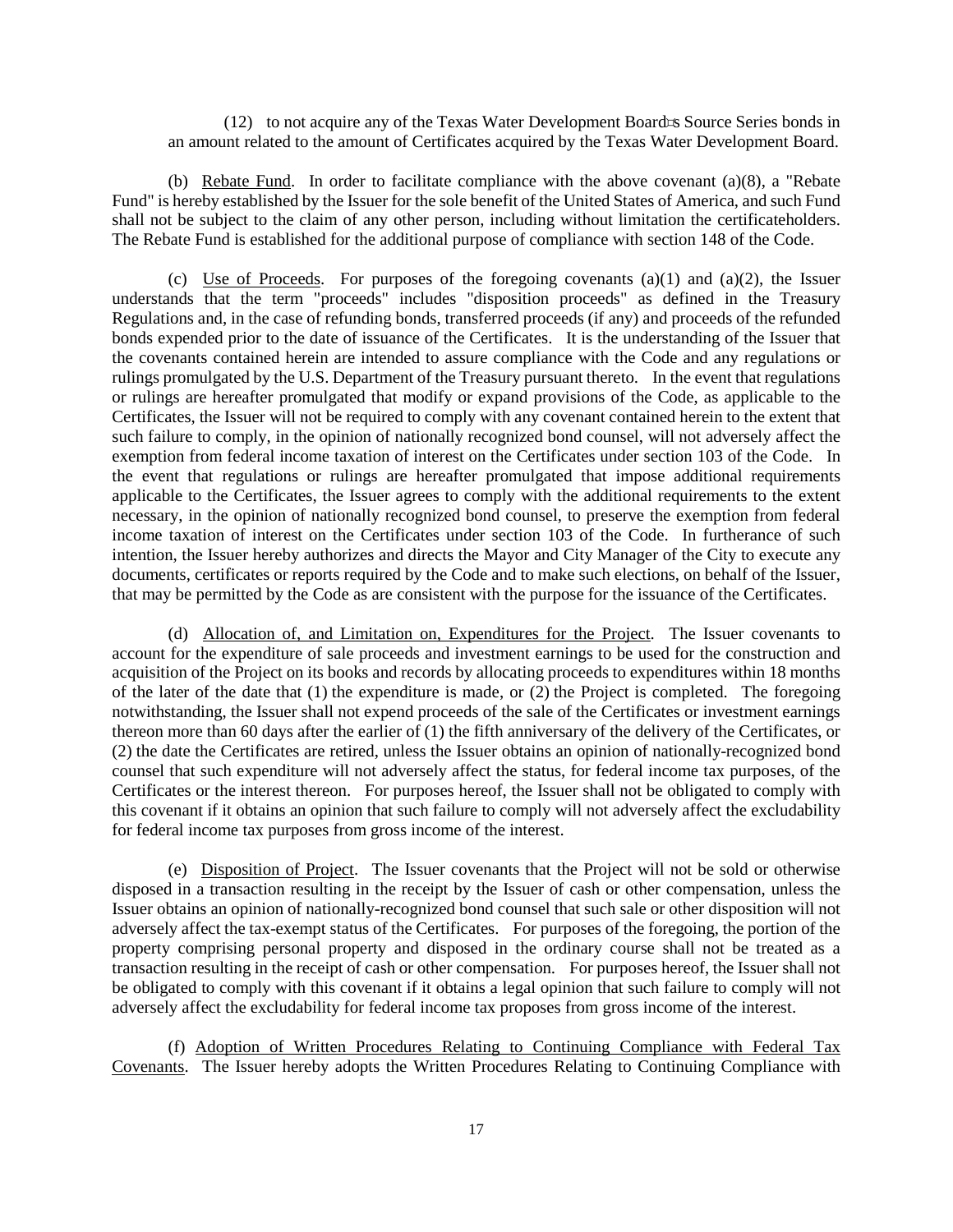(12) to not acquire any of the Texas Water Development Board's Source Series bonds in an amount related to the amount of Certificates acquired by the Texas Water Development Board.

(b) Rebate Fund. In order to facilitate compliance with the above covenant (a)(8), a "Rebate Fund" is hereby established by the Issuer for the sole benefit of the United States of America, and such Fund shall not be subject to the claim of any other person, including without limitation the certificateholders. The Rebate Fund is established for the additional purpose of compliance with section 148 of the Code.

(c) Use of Proceeds. For purposes of the foregoing covenants (a)(1) and (a)(2), the Issuer understands that the term "proceeds" includes "disposition proceeds" as defined in the Treasury Regulations and, in the case of refunding bonds, transferred proceeds (if any) and proceeds of the refunded bonds expended prior to the date of issuance of the Certificates. It is the understanding of the Issuer that the covenants contained herein are intended to assure compliance with the Code and any regulations or rulings promulgated by the U.S. Department of the Treasury pursuant thereto. In the event that regulations or rulings are hereafter promulgated that modify or expand provisions of the Code, as applicable to the Certificates, the Issuer will not be required to comply with any covenant contained herein to the extent that such failure to comply, in the opinion of nationally recognized bond counsel, will not adversely affect the exemption from federal income taxation of interest on the Certificates under section 103 of the Code. In the event that regulations or rulings are hereafter promulgated that impose additional requirements applicable to the Certificates, the Issuer agrees to comply with the additional requirements to the extent necessary, in the opinion of nationally recognized bond counsel, to preserve the exemption from federal income taxation of interest on the Certificates under section 103 of the Code. In furtherance of such intention, the Issuer hereby authorizes and directs the Mayor and City Manager of the City to execute any documents, certificates or reports required by the Code and to make such elections, on behalf of the Issuer, that may be permitted by the Code as are consistent with the purpose for the issuance of the Certificates.

(d) Allocation of, and Limitation on, Expenditures for the Project. The Issuer covenants to account for the expenditure of sale proceeds and investment earnings to be used for the construction and acquisition of the Project on its books and records by allocating proceeds to expenditures within 18 months of the later of the date that (1) the expenditure is made, or (2) the Project is completed. The foregoing notwithstanding, the Issuer shall not expend proceeds of the sale of the Certificates or investment earnings thereon more than 60 days after the earlier of (1) the fifth anniversary of the delivery of the Certificates, or (2) the date the Certificates are retired, unless the Issuer obtains an opinion of nationally-recognized bond counsel that such expenditure will not adversely affect the status, for federal income tax purposes, of the Certificates or the interest thereon. For purposes hereof, the Issuer shall not be obligated to comply with this covenant if it obtains an opinion that such failure to comply will not adversely affect the excludability for federal income tax purposes from gross income of the interest.

(e) Disposition of Project. The Issuer covenants that the Project will not be sold or otherwise disposed in a transaction resulting in the receipt by the Issuer of cash or other compensation, unless the Issuer obtains an opinion of nationally-recognized bond counsel that such sale or other disposition will not adversely affect the tax-exempt status of the Certificates. For purposes of the foregoing, the portion of the property comprising personal property and disposed in the ordinary course shall not be treated as a transaction resulting in the receipt of cash or other compensation. For purposes hereof, the Issuer shall not be obligated to comply with this covenant if it obtains a legal opinion that such failure to comply will not adversely affect the excludability for federal income tax proposes from gross income of the interest.

(f) Adoption of Written Procedures Relating to Continuing Compliance with Federal Tax Covenants. The Issuer hereby adopts the Written Procedures Relating to Continuing Compliance with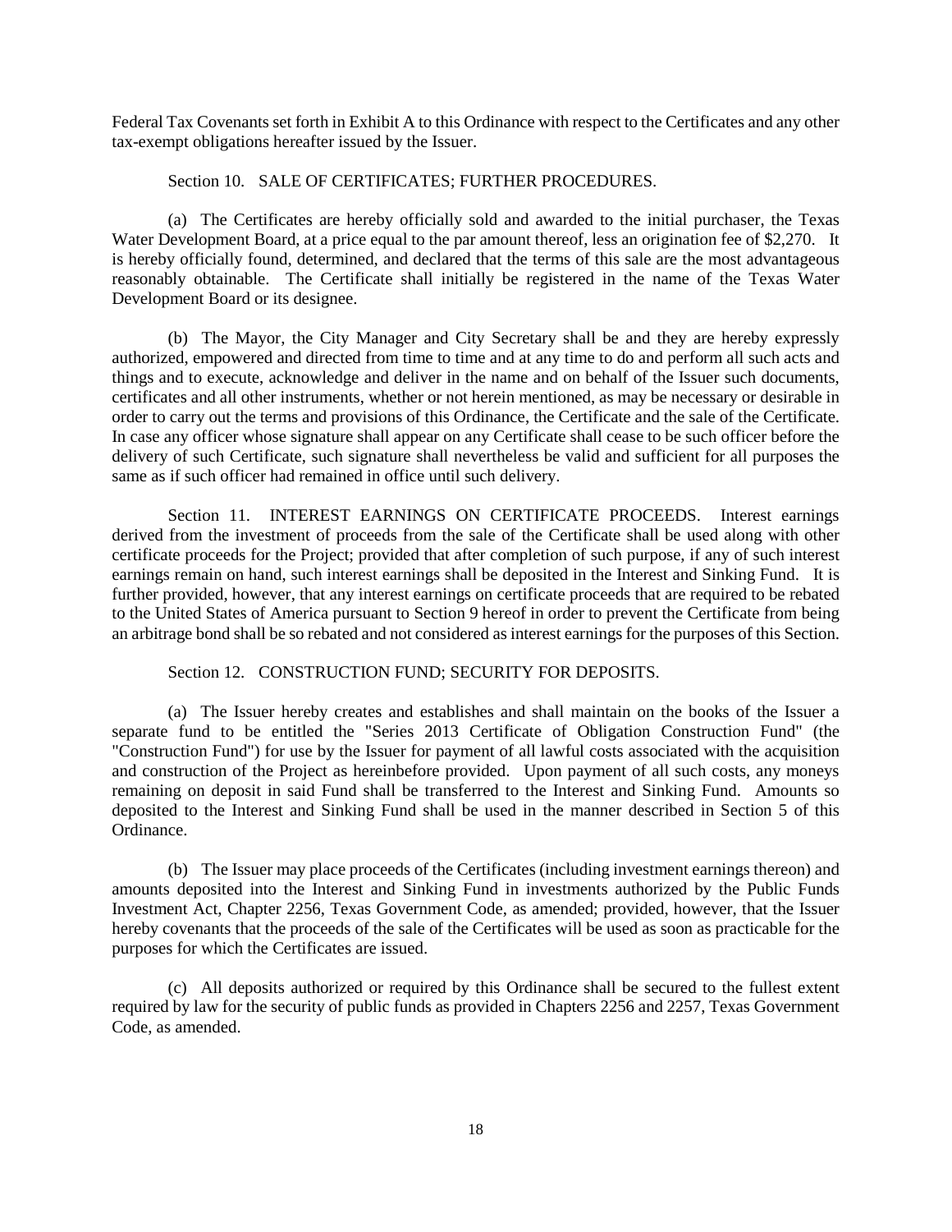Federal Tax Covenants set forth in Exhibit A to this Ordinance with respect to the Certificates and any other tax-exempt obligations hereafter issued by the Issuer.

Section 10. SALE OF CERTIFICATES; FURTHER PROCEDURES.

(a) The Certificates are hereby officially sold and awarded to the initial purchaser, the Texas Water Development Board, at a price equal to the par amount thereof, less an origination fee of $2,270. It is hereby officially found, determined, and declared that the terms of this sale are the most advantageous reasonably obtainable. The Certificate shall initially be registered in the name of the Texas Water Development Board or its designee.

(b) The Mayor, the City Manager and City Secretary shall be and they are hereby expressly authorized, empowered and directed from time to time and at any time to do and perform all such acts and things and to execute, acknowledge and deliver in the name and on behalf of the Issuer such documents, certificates and all other instruments, whether or not herein mentioned, as may be necessary or desirable in order to carry out the terms and provisions of this Ordinance, the Certificate and the sale of the Certificate. In case any officer whose signature shall appear on any Certificate shall cease to be such officer before the delivery of such Certificate, such signature shall nevertheless be valid and sufficient for all purposes the same as if such officer had remained in office until such delivery.

Section 11. INTEREST EARNINGS ON CERTIFICATE PROCEEDS. Interest earnings derived from the investment of proceeds from the sale of the Certificate shall be used along with other certificate proceeds for the Project; provided that after completion of such purpose, if any of such interest earnings remain on hand, such interest earnings shall be deposited in the Interest and Sinking Fund. It is further provided, however, that any interest earnings on certificate proceeds that are required to be rebated to the United States of America pursuant to Section 9 hereof in order to prevent the Certificate from being an arbitrage bond shall be so rebated and not considered as interest earnings for the purposes of this Section.

Section 12. CONSTRUCTION FUND; SECURITY FOR DEPOSITS.

(a) The Issuer hereby creates and establishes and shall maintain on the books of the Issuer a separate fund to be entitled the "Series 2013 Certificate of Obligation Construction Fund" (the "Construction Fund") for use by the Issuer for payment of all lawful costs associated with the acquisition and construction of the Project as hereinbefore provided. Upon payment of all such costs, any moneys remaining on deposit in said Fund shall be transferred to the Interest and Sinking Fund. Amounts so deposited to the Interest and Sinking Fund shall be used in the manner described in Section 5 of this Ordinance.

(b) The Issuer may place proceeds of the Certificates (including investment earnings thereon) and amounts deposited into the Interest and Sinking Fund in investments authorized by the Public Funds Investment Act, Chapter 2256, Texas Government Code, as amended; provided, however, that the Issuer hereby covenants that the proceeds of the sale of the Certificates will be used as soon as practicable for the purposes for which the Certificates are issued.

(c) All deposits authorized or required by this Ordinance shall be secured to the fullest extent required by law for the security of public funds as provided in Chapters 2256 and 2257, Texas Government Code, as amended.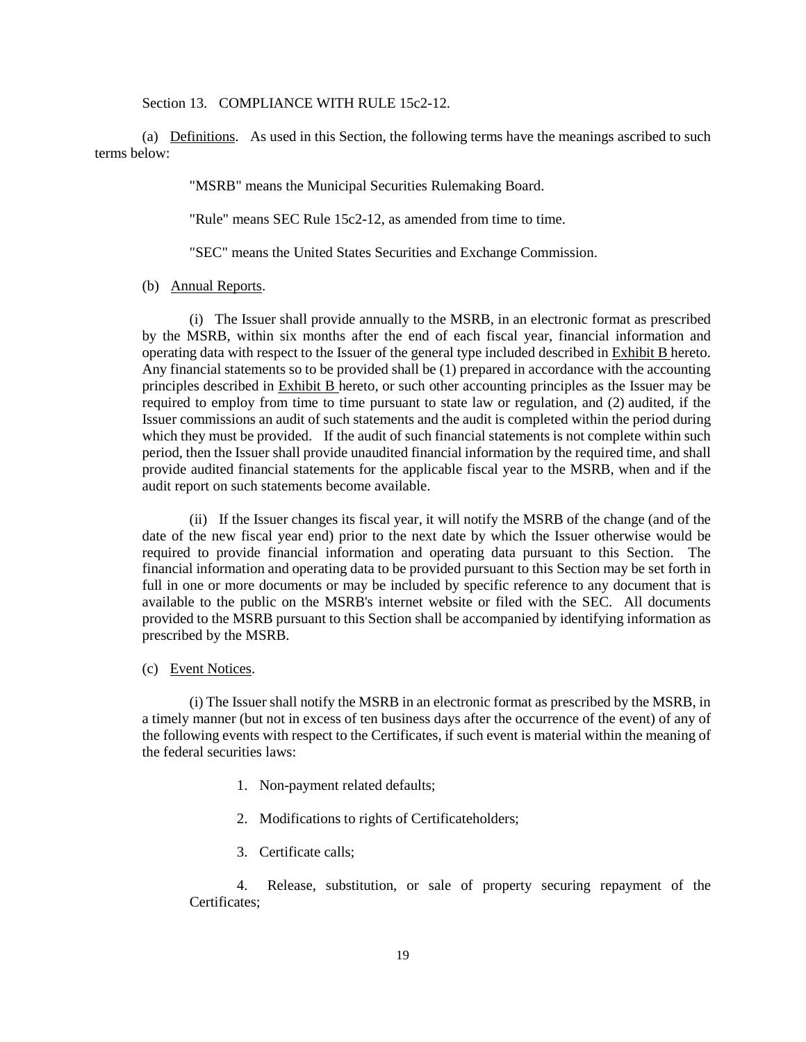Section 13. COMPLIANCE WITH RULE 15c2-12.

(a) Definitions. As used in this Section, the following terms have the meanings ascribed to such terms below:

"MSRB" means the Municipal Securities Rulemaking Board.

"Rule" means SEC Rule 15c2-12, as amended from time to time.

"SEC" means the United States Securities and Exchange Commission.

(b) Annual Reports.

(i) The Issuer shall provide annually to the MSRB, in an electronic format as prescribed by the MSRB, within six months after the end of each fiscal year, financial information and operating data with respect to the Issuer of the general type included described in Exhibit B hereto. Any financial statements so to be provided shall be (1) prepared in accordance with the accounting principles described in Exhibit B hereto, or such other accounting principles as the Issuer may be required to employ from time to time pursuant to state law or regulation, and (2) audited, if the Issuer commissions an audit of such statements and the audit is completed within the period during which they must be provided. If the audit of such financial statements is not complete within such period, then the Issuer shall provide unaudited financial information by the required time, and shall provide audited financial statements for the applicable fiscal year to the MSRB, when and if the audit report on such statements become available.

(ii) If the Issuer changes its fiscal year, it will notify the MSRB of the change (and of the date of the new fiscal year end) prior to the next date by which the Issuer otherwise would be required to provide financial information and operating data pursuant to this Section. The financial information and operating data to be provided pursuant to this Section may be set forth in full in one or more documents or may be included by specific reference to any document that is available to the public on the MSRB's internet website or filed with the SEC. All documents provided to the MSRB pursuant to this Section shall be accompanied by identifying information as prescribed by the MSRB.

(c) Event Notices.

(i) The Issuer shall notify the MSRB in an electronic format as prescribed by the MSRB, in a timely manner (but not in excess of ten business days after the occurrence of the event) of any of the following events with respect to the Certificates, if such event is material within the meaning of the federal securities laws:

1. Non-payment related defaults;

2. Modifications to rights of Certificateholders;

3. Certificate calls;

4. Release, substitution, or sale of property securing repayment of the Certificates;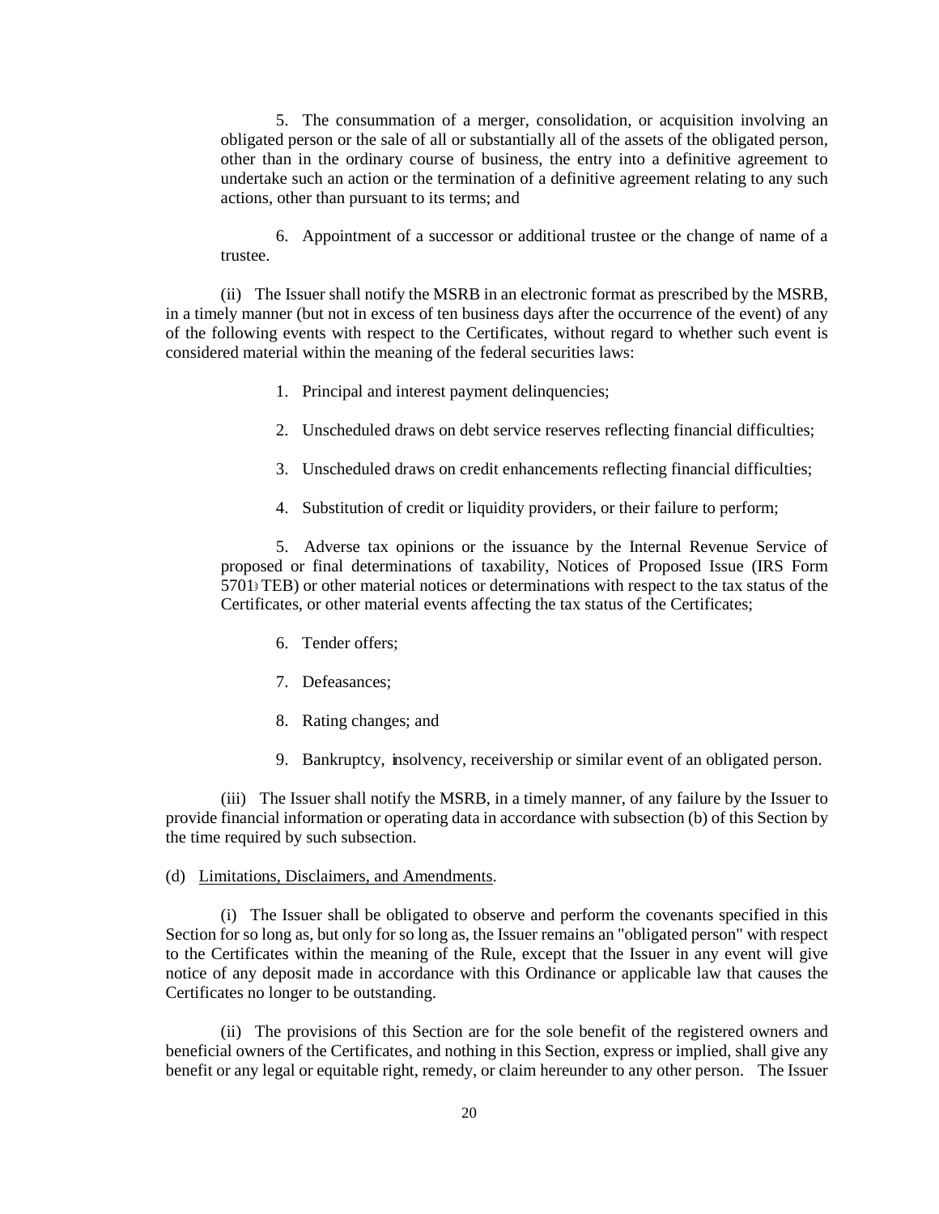5. The consummation of a merger, consolidation, or acquisition involving an obligated person or the sale of all or substantially all of the assets of the obligated person, other than in the ordinary course of business, the entry into a definitive agreement to undertake such an action or the termination of a definitive agreement relating to any such actions, other than pursuant to its terms; and

6. Appointment of a successor or additional trustee or the change of name of a trustee.

(ii) The Issuer shall notify the MSRB in an electronic format as prescribed by the MSRB, in a timely manner (but not in excess of ten business days after the occurrence of the event) of any of the following events with respect to the Certificates, without regard to whether such event is considered material within the meaning of the federal securities laws:

1. Principal and interest payment delinquencies;

2. Unscheduled draws on debt service reserves reflecting financial difficulties;

3. Unscheduled draws on credit enhancements reflecting financial difficulties;

4. Substitution of credit or liquidity providers, or their failure to perform;

5. Adverse tax opinions or the issuance by the Internal Revenue Service of proposed or final determinations of taxability, Notices of Proposed Issue (IRS Form 5701-TEB) or other material notices or determinations with respect to the tax status of the Certificates, or other material events affecting the tax status of the Certificates;

6. Tender offers;

7. Defeasances;

8. Rating changes; and

9. Bankruptcy, insolvency, receivership or similar event of an obligated person.

(iii) The Issuer shall notify the MSRB, in a timely manner, of any failure by the Issuer to provide financial information or operating data in accordance with subsection (b) of this Section by the time required by such subsection.

(d) Limitations, Disclaimers, and Amendments.

(i) The Issuer shall be obligated to observe and perform the covenants specified in this Section for so long as, but only for so long as, the Issuer remains an "obligated person" with respect to the Certificates within the meaning of the Rule, except that the Issuer in any event will give notice of any deposit made in accordance with this Ordinance or applicable law that causes the Certificates no longer to be outstanding.

(ii) The provisions of this Section are for the sole benefit of the registered owners and beneficial owners of the Certificates, and nothing in this Section, express or implied, shall give any benefit or any legal or equitable right, remedy, or claim hereunder to any other person. The Issuer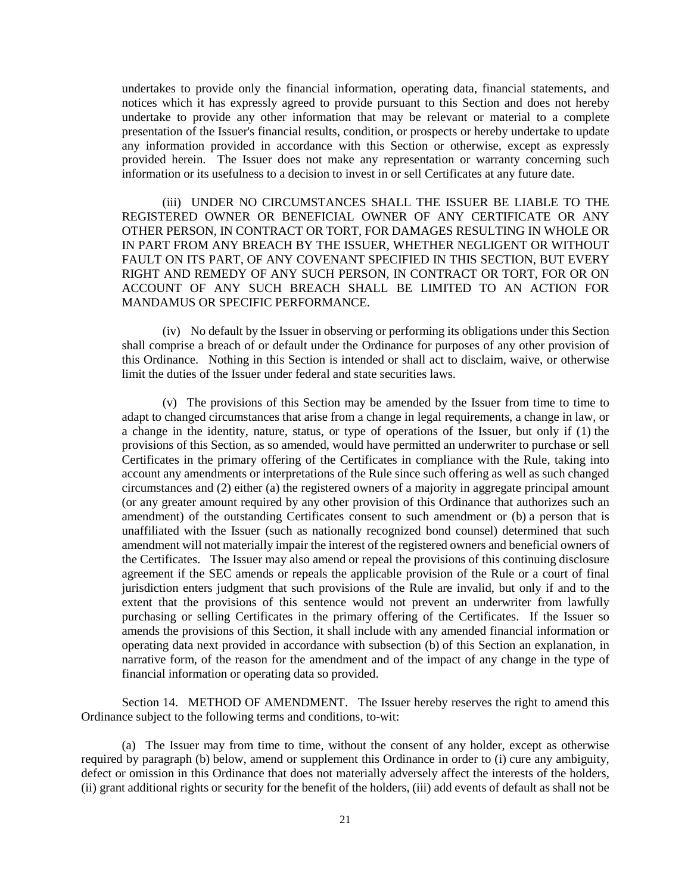undertakes to provide only the financial information, operating data, financial statements, and notices which it has expressly agreed to provide pursuant to this Section and does not hereby undertake to provide any other information that may be relevant or material to a complete presentation of the Issuer's financial results, condition, or prospects or hereby undertake to update any information provided in accordance with this Section or otherwise, except as expressly provided herein. The Issuer does not make any representation or warranty concerning such information or its usefulness to a decision to invest in or sell Certificates at any future date.

(iii) UNDER NO CIRCUMSTANCES SHALL THE ISSUER BE LIABLE TO THE REGISTERED OWNER OR BENEFICIAL OWNER OF ANY CERTIFICATE OR ANY OTHER PERSON, IN CONTRACT OR TORT, FOR DAMAGES RESULTING IN WHOLE OR IN PART FROM ANY BREACH BY THE ISSUER, WHETHER NEGLIGENT OR WITHOUT FAULT ON ITS PART, OF ANY COVENANT SPECIFIED IN THIS SECTION, BUT EVERY RIGHT AND REMEDY OF ANY SUCH PERSON, IN CONTRACT OR TORT, FOR OR ON ACCOUNT OF ANY SUCH BREACH SHALL BE LIMITED TO AN ACTION FOR MANDAMUS OR SPECIFIC PERFORMANCE.

(iv) No default by the Issuer in observing or performing its obligations under this Section shall comprise a breach of or default under the Ordinance for purposes of any other provision of this Ordinance. Nothing in this Section is intended or shall act to disclaim, waive, or otherwise limit the duties of the Issuer under federal and state securities laws.

(v) The provisions of this Section may be amended by the Issuer from time to time to adapt to changed circumstances that arise from a change in legal requirements, a change in law, or a change in the identity, nature, status, or type of operations of the Issuer, but only if (1) the provisions of this Section, as so amended, would have permitted an underwriter to purchase or sell Certificates in the primary offering of the Certificates in compliance with the Rule, taking into account any amendments or interpretations of the Rule since such offering as well as such changed circumstances and (2) either (a) the registered owners of a majority in aggregate principal amount (or any greater amount required by any other provision of this Ordinance that authorizes such an amendment) of the outstanding Certificates consent to such amendment or (b) a person that is unaffiliated with the Issuer (such as nationally recognized bond counsel) determined that such amendment will not materially impair the interest of the registered owners and beneficial owners of the Certificates. The Issuer may also amend or repeal the provisions of this continuing disclosure agreement if the SEC amends or repeals the applicable provision of the Rule or a court of final jurisdiction enters judgment that such provisions of the Rule are invalid, but only if and to the extent that the provisions of this sentence would not prevent an underwriter from lawfully purchasing or selling Certificates in the primary offering of the Certificates. If the Issuer so amends the provisions of this Section, it shall include with any amended financial information or operating data next provided in accordance with subsection (b) of this Section an explanation, in narrative form, of the reason for the amendment and of the impact of any change in the type of financial information or operating data so provided.

Section 14. METHOD OF AMENDMENT. The Issuer hereby reserves the right to amend this Ordinance subject to the following terms and conditions, to-wit:

(a) The Issuer may from time to time, without the consent of any holder, except as otherwise required by paragraph (b) below, amend or supplement this Ordinance in order to (i) cure any ambiguity, defect or omission in this Ordinance that does not materially adversely affect the interests of the holders, (ii) grant additional rights or security for the benefit of the holders, (iii) add events of default as shall not be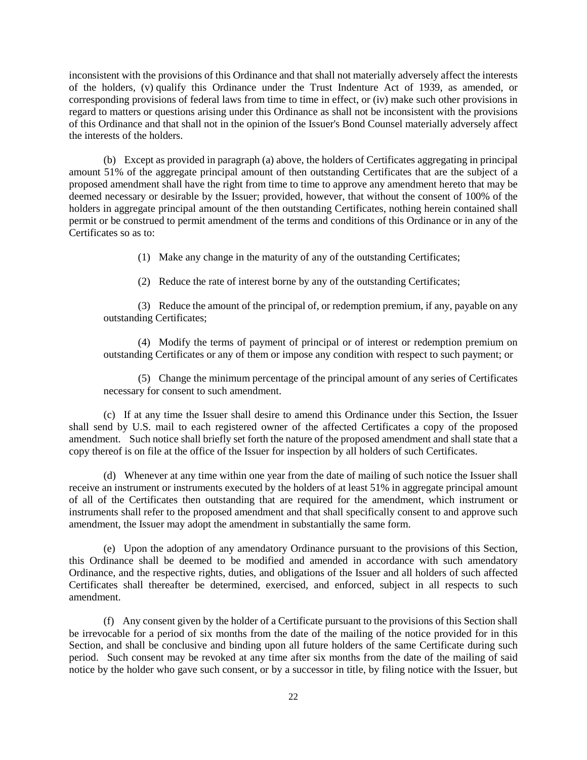inconsistent with the provisions of this Ordinance and that shall not materially adversely affect the interests of the holders, (v) qualify this Ordinance under the Trust Indenture Act of 1939, as amended, or corresponding provisions of federal laws from time to time in effect, or (iv) make such other provisions in regard to matters or questions arising under this Ordinance as shall not be inconsistent with the provisions of this Ordinance and that shall not in the opinion of the Issuer's Bond Counsel materially adversely affect the interests of the holders.

(b) Except as provided in paragraph (a) above, the holders of Certificates aggregating in principal amount 51% of the aggregate principal amount of then outstanding Certificates that are the subject of a proposed amendment shall have the right from time to time to approve any amendment hereto that may be deemed necessary or desirable by the Issuer; provided, however, that without the consent of 100% of the holders in aggregate principal amount of the then outstanding Certificates, nothing herein contained shall permit or be construed to permit amendment of the terms and conditions of this Ordinance or in any of the Certificates so as to:

(1) Make any change in the maturity of any of the outstanding Certificates;

(2) Reduce the rate of interest borne by any of the outstanding Certificates;

(3) Reduce the amount of the principal of, or redemption premium, if any, payable on any outstanding Certificates;

(4) Modify the terms of payment of principal or of interest or redemption premium on outstanding Certificates or any of them or impose any condition with respect to such payment; or

(5) Change the minimum percentage of the principal amount of any series of Certificates necessary for consent to such amendment.

(c) If at any time the Issuer shall desire to amend this Ordinance under this Section, the Issuer shall send by U.S. mail to each registered owner of the affected Certificates a copy of the proposed amendment. Such notice shall briefly set forth the nature of the proposed amendment and shall state that a copy thereof is on file at the office of the Issuer for inspection by all holders of such Certificates.

(d) Whenever at any time within one year from the date of mailing of such notice the Issuer shall receive an instrument or instruments executed by the holders of at least 51% in aggregate principal amount of all of the Certificates then outstanding that are required for the amendment, which instrument or instruments shall refer to the proposed amendment and that shall specifically consent to and approve such amendment, the Issuer may adopt the amendment in substantially the same form.

(e) Upon the adoption of any amendatory Ordinance pursuant to the provisions of this Section, this Ordinance shall be deemed to be modified and amended in accordance with such amendatory Ordinance, and the respective rights, duties, and obligations of the Issuer and all holders of such affected Certificates shall thereafter be determined, exercised, and enforced, subject in all respects to such amendment.

(f) Any consent given by the holder of a Certificate pursuant to the provisions of this Section shall be irrevocable for a period of six months from the date of the mailing of the notice provided for in this Section, and shall be conclusive and binding upon all future holders of the same Certificate during such period. Such consent may be revoked at any time after six months from the date of the mailing of said notice by the holder who gave such consent, or by a successor in title, by filing notice with the Issuer, but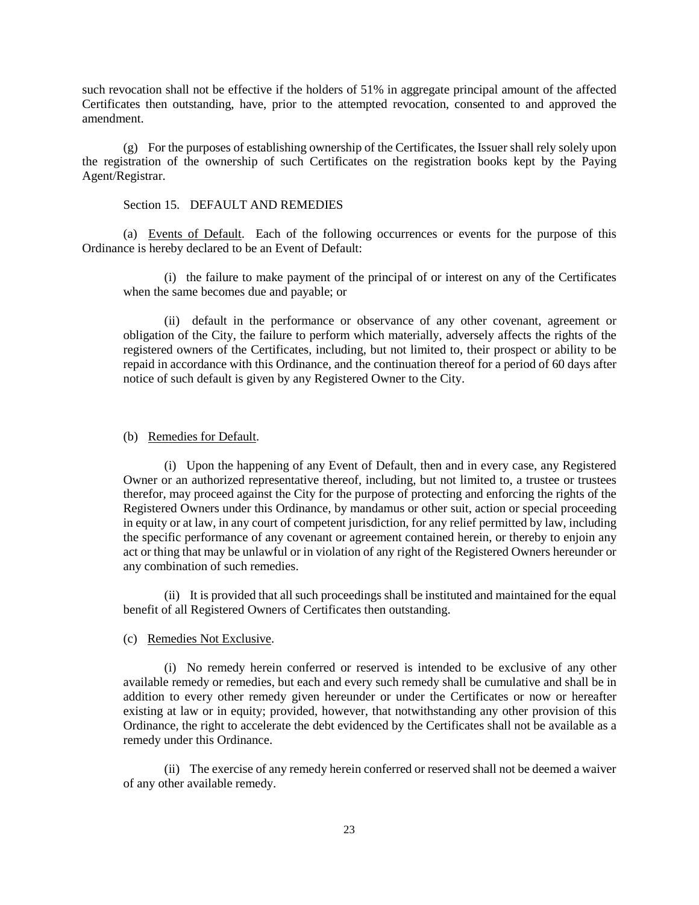such revocation shall not be effective if the holders of 51% in aggregate principal amount of the affected Certificates then outstanding, have, prior to the attempted revocation, consented to and approved the amendment.

(g) For the purposes of establishing ownership of the Certificates, the Issuer shall rely solely upon the registration of the ownership of such Certificates on the registration books kept by the Paying Agent/Registrar.

Section 15. DEFAULT AND REMEDIES

(a) Events of Default. Each of the following occurrences or events for the purpose of this Ordinance is hereby declared to be an Event of Default:

(i) the failure to make payment of the principal of or interest on any of the Certificates when the same becomes due and payable; or

(ii) default in the performance or observance of any other covenant, agreement or obligation of the City, the failure to perform which materially, adversely affects the rights of the registered owners of the Certificates, including, but not limited to, their prospect or ability to be repaid in accordance with this Ordinance, and the continuation thereof for a period of 60 days after notice of such default is given by any Registered Owner to the City.

(b) Remedies for Default.

(i) Upon the happening of any Event of Default, then and in every case, any Registered Owner or an authorized representative thereof, including, but not limited to, a trustee or trustees therefor, may proceed against the City for the purpose of protecting and enforcing the rights of the Registered Owners under this Ordinance, by mandamus or other suit, action or special proceeding in equity or at law, in any court of competent jurisdiction, for any relief permitted by law, including the specific performance of any covenant or agreement contained herein, or thereby to enjoin any act or thing that may be unlawful or in violation of any right of the Registered Owners hereunder or any combination of such remedies.

(ii) It is provided that all such proceedings shall be instituted and maintained for the equal benefit of all Registered Owners of Certificates then outstanding.

(c) Remedies Not Exclusive.

(i) No remedy herein conferred or reserved is intended to be exclusive of any other available remedy or remedies, but each and every such remedy shall be cumulative and shall be in addition to every other remedy given hereunder or under the Certificates or now or hereafter existing at law or in equity; provided, however, that notwithstanding any other provision of this Ordinance, the right to accelerate the debt evidenced by the Certificates shall not be available as a remedy under this Ordinance.

(ii) The exercise of any remedy herein conferred or reserved shall not be deemed a waiver of any other available remedy.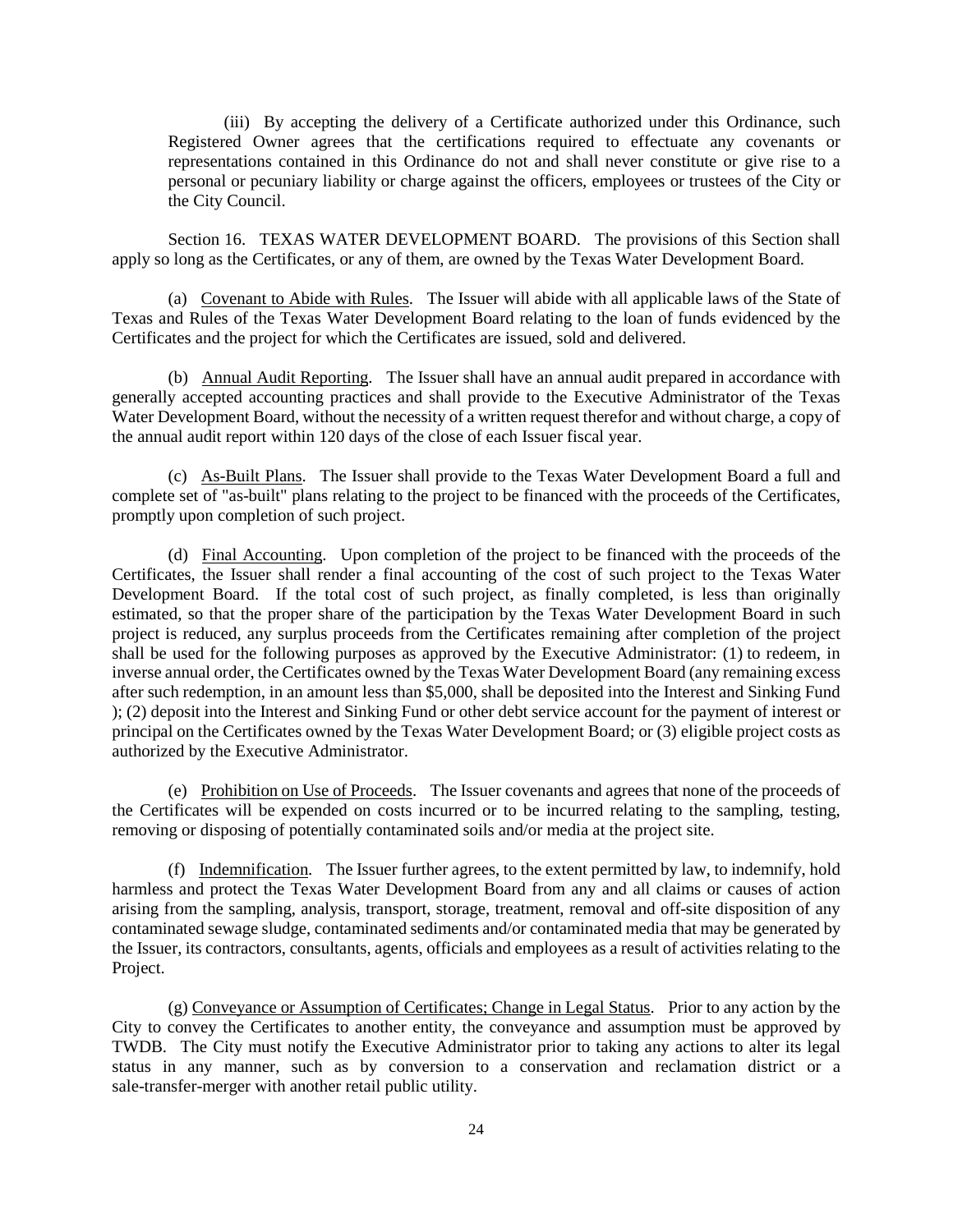(iii) By accepting the delivery of a Certificate authorized under this Ordinance, such Registered Owner agrees that the certifications required to effectuate any covenants or representations contained in this Ordinance do not and shall never constitute or give rise to a personal or pecuniary liability or charge against the officers, employees or trustees of the City or the City Council.

Section 16. TEXAS WATER DEVELOPMENT BOARD. The provisions of this Section shall apply so long as the Certificates, or any of them, are owned by the Texas Water Development Board.

(a) Covenant to Abide with Rules. The Issuer will abide with all applicable laws of the State of Texas and Rules of the Texas Water Development Board relating to the loan of funds evidenced by the Certificates and the project for which the Certificates are issued, sold and delivered.

(b) Annual Audit Reporting. The Issuer shall have an annual audit prepared in accordance with generally accepted accounting practices and shall provide to the Executive Administrator of the Texas Water Development Board, without the necessity of a written request therefor and without charge, a copy of the annual audit report within 120 days of the close of each Issuer fiscal year.

(c) As-Built Plans. The Issuer shall provide to the Texas Water Development Board a full and complete set of "as-built" plans relating to the project to be financed with the proceeds of the Certificates, promptly upon completion of such project.

(d) Final Accounting. Upon completion of the project to be financed with the proceeds of the Certificates, the Issuer shall render a final accounting of the cost of such project to the Texas Water Development Board. If the total cost of such project, as finally completed, is less than originally estimated, so that the proper share of the participation by the Texas Water Development Board in such project is reduced, any surplus proceeds from the Certificates remaining after completion of the project shall be used for the following purposes as approved by the Executive Administrator: (1) to redeem, in inverse annual order, the Certificates owned by the Texas Water Development Board (any remaining excess after such redemption, in an amount less than $5,000, shall be deposited into the Interest and Sinking Fund ); (2) deposit into the Interest and Sinking Fund or other debt service account for the payment of interest or principal on the Certificates owned by the Texas Water Development Board; or (3) eligible project costs as authorized by the Executive Administrator.

(e) Prohibition on Use of Proceeds. The Issuer covenants and agrees that none of the proceeds of the Certificates will be expended on costs incurred or to be incurred relating to the sampling, testing, removing or disposing of potentially contaminated soils and/or media at the project site.

(f) Indemnification. The Issuer further agrees, to the extent permitted by law, to indemnify, hold harmless and protect the Texas Water Development Board from any and all claims or causes of action arising from the sampling, analysis, transport, storage, treatment, removal and off-site disposition of any contaminated sewage sludge, contaminated sediments and/or contaminated media that may be generated by the Issuer, its contractors, consultants, agents, officials and employees as a result of activities relating to the Project.

(g) Conveyance or Assumption of Certificates; Change in Legal Status. Prior to any action by the City to convey the Certificates to another entity, the conveyance and assumption must be approved by TWDB. The City must notify the Executive Administrator prior to taking any actions to alter its legal status in any manner, such as by conversion to a conservation and reclamation district or a sale-transfer-merger with another retail public utility.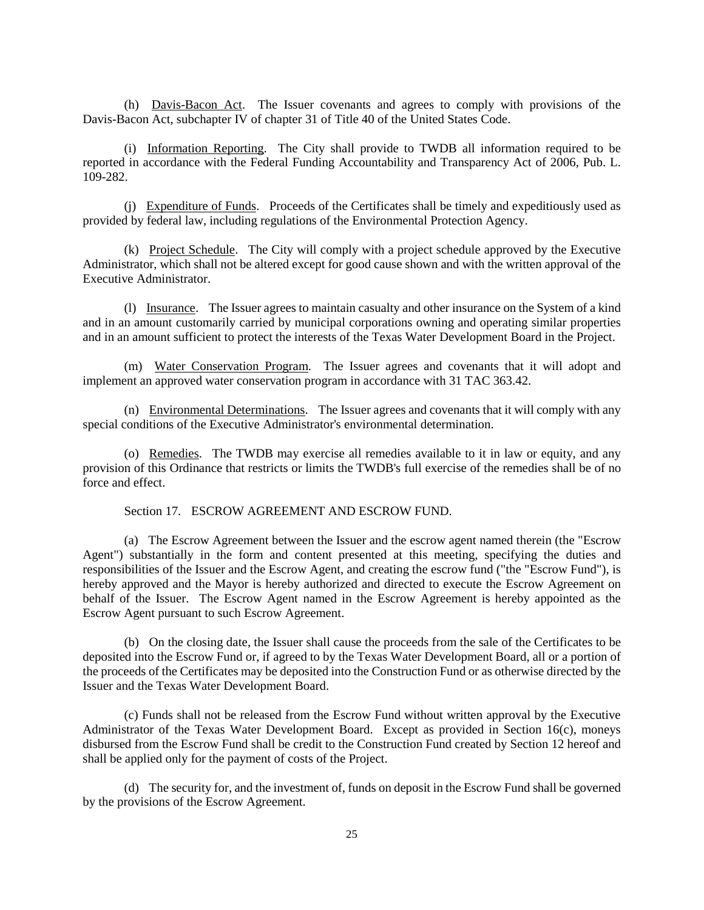(h) Davis-Bacon Act. The Issuer covenants and agrees to comply with provisions of the Davis-Bacon Act, subchapter IV of chapter 31 of Title 40 of the United States Code.

(i) Information Reporting. The City shall provide to TWDB all information required to be reported in accordance with the Federal Funding Accountability and Transparency Act of 2006, Pub. L. 109-282.

(j) Expenditure of Funds. Proceeds of the Certificates shall be timely and expeditiously used as provided by federal law, including regulations of the Environmental Protection Agency.

(k) Project Schedule. The City will comply with a project schedule approved by the Executive Administrator, which shall not be altered except for good cause shown and with the written approval of the Executive Administrator.

(l) Insurance. The Issuer agrees to maintain casualty and other insurance on the System of a kind and in an amount customarily carried by municipal corporations owning and operating similar properties and in an amount sufficient to protect the interests of the Texas Water Development Board in the Project.

(m) Water Conservation Program. The Issuer agrees and covenants that it will adopt and implement an approved water conservation program in accordance with 31 TAC 363.42.

(n) Environmental Determinations. The Issuer agrees and covenants that it will comply with any special conditions of the Executive Administrator's environmental determination.

(o) Remedies. The TWDB may exercise all remedies available to it in law or equity, and any provision of this Ordinance that restricts or limits the TWDB's full exercise of the remedies shall be of no force and effect.

Section 17. ESCROW AGREEMENT AND ESCROW FUND.

(a) The Escrow Agreement between the Issuer and the escrow agent named therein (the "Escrow Agent") substantially in the form and content presented at this meeting, specifying the duties and responsibilities of the Issuer and the Escrow Agent, and creating the escrow fund ("the "Escrow Fund"), is hereby approved and the Mayor is hereby authorized and directed to execute the Escrow Agreement on behalf of the Issuer. The Escrow Agent named in the Escrow Agreement is hereby appointed as the Escrow Agent pursuant to such Escrow Agreement.

(b) On the closing date, the Issuer shall cause the proceeds from the sale of the Certificates to be deposited into the Escrow Fund or, if agreed to by the Texas Water Development Board, all or a portion of the proceeds of the Certificates may be deposited into the Construction Fund or as otherwise directed by the Issuer and the Texas Water Development Board.

(c) Funds shall not be released from the Escrow Fund without written approval by the Executive Administrator of the Texas Water Development Board. Except as provided in Section 16(c), moneys disbursed from the Escrow Fund shall be credit to the Construction Fund created by Section 12 hereof and shall be applied only for the payment of costs of the Project.

(d) The security for, and the investment of, funds on deposit in the Escrow Fund shall be governed by the provisions of the Escrow Agreement.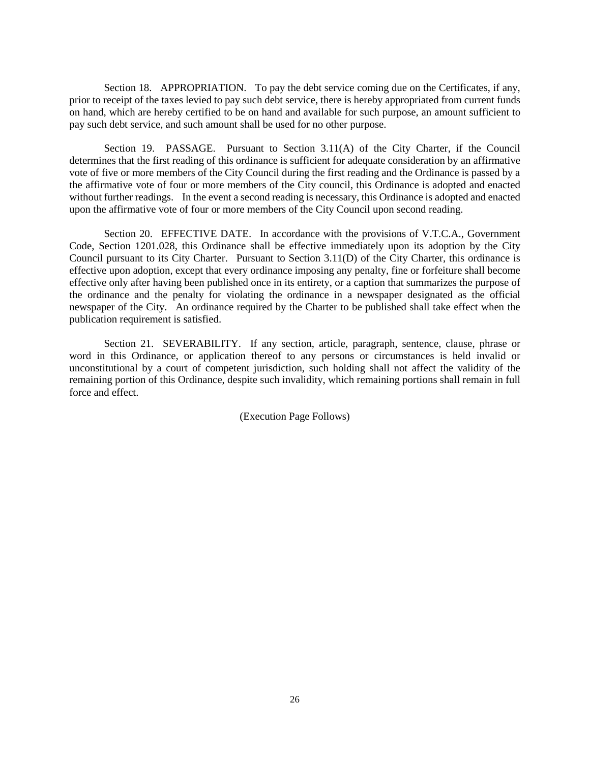Section 18. APPROPRIATION. To pay the debt service coming due on the Certificates, if any, prior to receipt of the taxes levied to pay such debt service, there is hereby appropriated from current funds on hand, which are hereby certified to be on hand and available for such purpose, an amount sufficient to pay such debt service, and such amount shall be used for no other purpose.

Section 19. PASSAGE. Pursuant to Section 3.11(A) of the City Charter, if the Council determines that the first reading of this ordinance is sufficient for adequate consideration by an affirmative vote of five or more members of the City Council during the first reading and the Ordinance is passed by a the affirmative vote of four or more members of the City council, this Ordinance is adopted and enacted without further readings. In the event a second reading is necessary, this Ordinance is adopted and enacted upon the affirmative vote of four or more members of the City Council upon second reading.

Section 20. EFFECTIVE DATE. In accordance with the provisions of V.T.C.A., Government Code, Section 1201.028, this Ordinance shall be effective immediately upon its adoption by the City Council pursuant to its City Charter. Pursuant to Section 3.11(D) of the City Charter, this ordinance is effective upon adoption, except that every ordinance imposing any penalty, fine or forfeiture shall become effective only after having been published once in its entirety, or a caption that summarizes the purpose of the ordinance and the penalty for violating the ordinance in a newspaper designated as the official newspaper of the City. An ordinance required by the Charter to be published shall take effect when the publication requirement is satisfied.

Section 21. SEVERABILITY. If any section, article, paragraph, sentence, clause, phrase or word in this Ordinance, or application thereof to any persons or circumstances is held invalid or unconstitutional by a court of competent jurisdiction, such holding shall not affect the validity of the remaining portion of this Ordinance, despite such invalidity, which remaining portions shall remain in full force and effect.

(Execution Page Follows)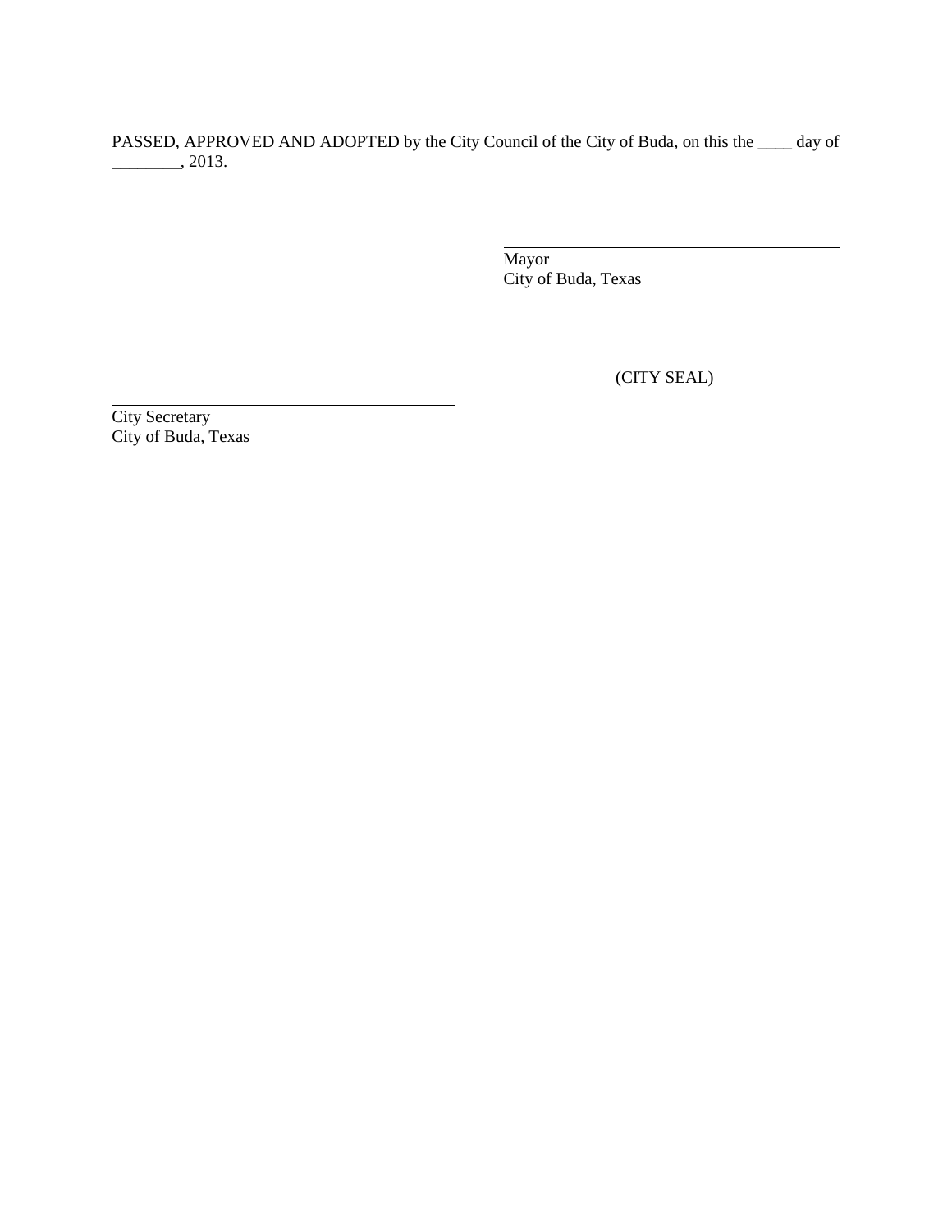PASSED, APPROVED AND ADOPTED by the City Council of the City of Buda, on this the ____ day of ________, 2013.

\_\_\_\_\_\_\_\_\_\_\_\_\_\_\_\_\_\_\_\_\_\_\_\_\_\_\_\_\_\_\_\_\_\_\_\_\_\_\_\_
Mayor
City of Buda, Texas

(CITY SEAL)

\_\_\_\_\_\_\_\_\_\_\_\_\_\_\_\_\_\_\_\_\_\_\_\_\_\_\_\_\_\_\_\_\_\_\_\_\_\_\_\_
City Secretary
City of Buda, Texas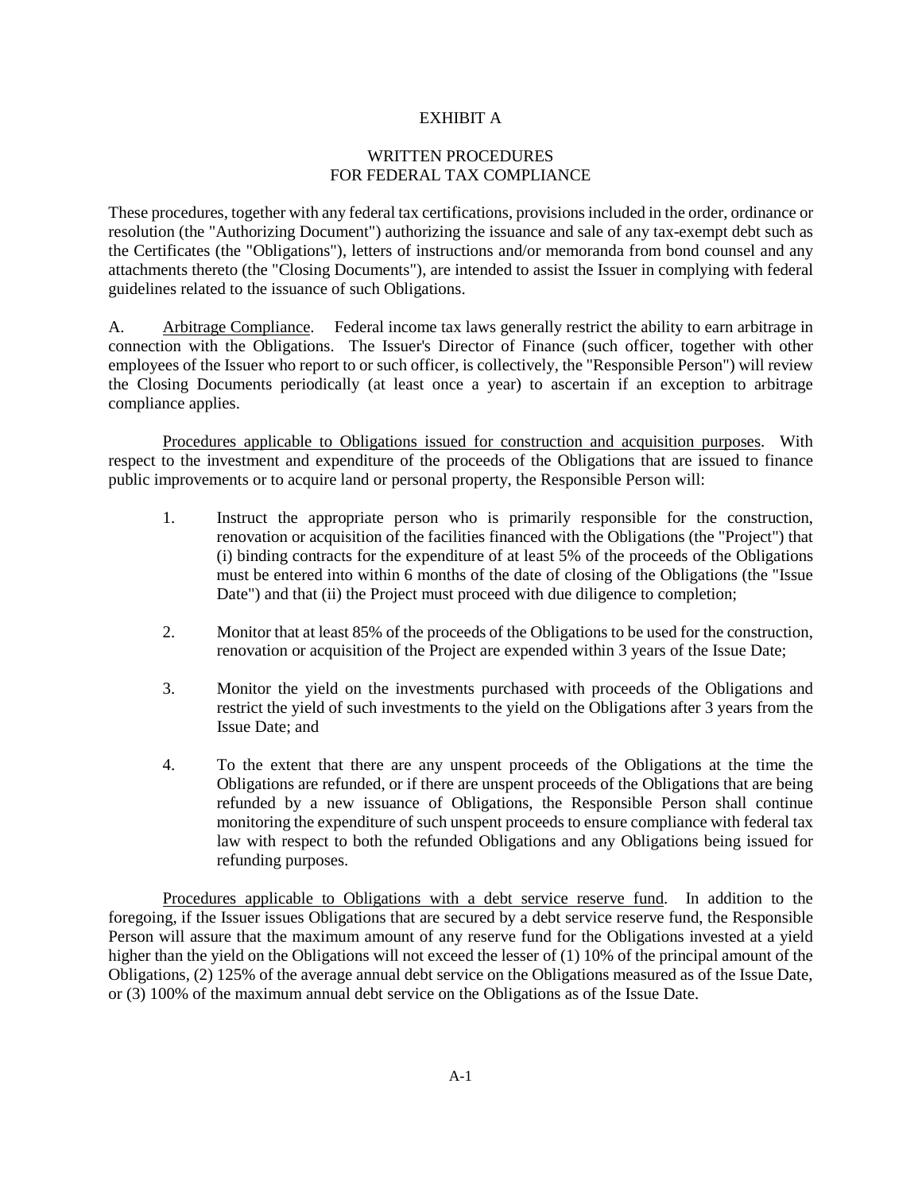# EXHIBIT A

## WRITTEN PROCEDURES FOR FEDERAL TAX COMPLIANCE

These procedures, together with any federal tax certifications, provisions included in the order, ordinance or resolution (the "Authorizing Document") authorizing the issuance and sale of any tax-exempt debt such as the Certificates (the "Obligations"), letters of instructions and/or memoranda from bond counsel and any attachments thereto (the "Closing Documents"), are intended to assist the Issuer in complying with federal guidelines related to the issuance of such Obligations.

A. Arbitrage Compliance. Federal income tax laws generally restrict the ability to earn arbitrage in connection with the Obligations. The Issuer's Director of Finance (such officer, together with other employees of the Issuer who report to or such officer, is collectively, the "Responsible Person") will review the Closing Documents periodically (at least once a year) to ascertain if an exception to arbitrage compliance applies.

Procedures applicable to Obligations issued for construction and acquisition purposes. With respect to the investment and expenditure of the proceeds of the Obligations that are issued to finance public improvements or to acquire land or personal property, the Responsible Person will:

1. Instruct the appropriate person who is primarily responsible for the construction, renovation or acquisition of the facilities financed with the Obligations (the "Project") that (i) binding contracts for the expenditure of at least 5% of the proceeds of the Obligations must be entered into within 6 months of the date of closing of the Obligations (the "Issue Date") and that (ii) the Project must proceed with due diligence to completion;

2. Monitor that at least 85% of the proceeds of the Obligations to be used for the construction, renovation or acquisition of the Project are expended within 3 years of the Issue Date;

3. Monitor the yield on the investments purchased with proceeds of the Obligations and restrict the yield of such investments to the yield on the Obligations after 3 years from the Issue Date; and

4. To the extent that there are any unspent proceeds of the Obligations at the time the Obligations are refunded, or if there are unspent proceeds of the Obligations that are being refunded by a new issuance of Obligations, the Responsible Person shall continue monitoring the expenditure of such unspent proceeds to ensure compliance with federal tax law with respect to both the refunded Obligations and any Obligations being issued for refunding purposes.

Procedures applicable to Obligations with a debt service reserve fund. In addition to the foregoing, if the Issuer issues Obligations that are secured by a debt service reserve fund, the Responsible Person will assure that the maximum amount of any reserve fund for the Obligations invested at a yield higher than the yield on the Obligations will not exceed the lesser of (1) 10% of the principal amount of the Obligations, (2) 125% of the average annual debt service on the Obligations measured as of the Issue Date, or (3) 100% of the maximum annual debt service on the Obligations as of the Issue Date.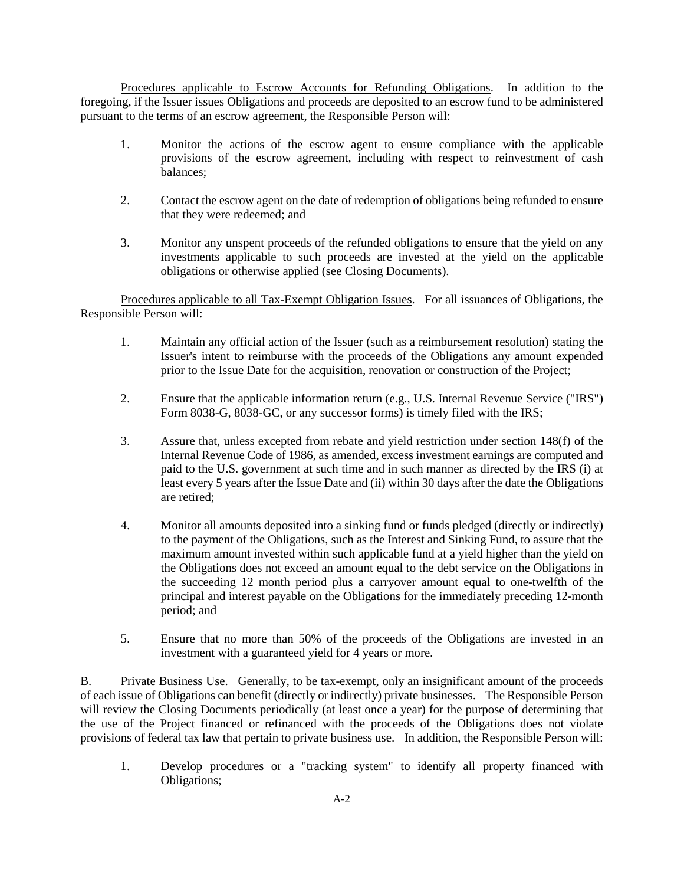Procedures applicable to Escrow Accounts for Refunding Obligations. In addition to the foregoing, if the Issuer issues Obligations and proceeds are deposited to an escrow fund to be administered pursuant to the terms of an escrow agreement, the Responsible Person will:

1. Monitor the actions of the escrow agent to ensure compliance with the applicable provisions of the escrow agreement, including with respect to reinvestment of cash balances;

2. Contact the escrow agent on the date of redemption of obligations being refunded to ensure that they were redeemed; and

3. Monitor any unspent proceeds of the refunded obligations to ensure that the yield on any investments applicable to such proceeds are invested at the yield on the applicable obligations or otherwise applied (see Closing Documents).

Procedures applicable to all Tax-Exempt Obligation Issues. For all issuances of Obligations, the Responsible Person will:

1. Maintain any official action of the Issuer (such as a reimbursement resolution) stating the Issuer's intent to reimburse with the proceeds of the Obligations any amount expended prior to the Issue Date for the acquisition, renovation or construction of the Project;

2. Ensure that the applicable information return (e.g., U.S. Internal Revenue Service ("IRS") Form 8038-G, 8038-GC, or any successor forms) is timely filed with the IRS;

3. Assure that, unless excepted from rebate and yield restriction under section 148(f) of the Internal Revenue Code of 1986, as amended, excess investment earnings are computed and paid to the U.S. government at such time and in such manner as directed by the IRS (i) at least every 5 years after the Issue Date and (ii) within 30 days after the date the Obligations are retired;

4. Monitor all amounts deposited into a sinking fund or funds pledged (directly or indirectly) to the payment of the Obligations, such as the Interest and Sinking Fund, to assure that the maximum amount invested within such applicable fund at a yield higher than the yield on the Obligations does not exceed an amount equal to the debt service on the Obligations in the succeeding 12 month period plus a carryover amount equal to one-twelfth of the principal and interest payable on the Obligations for the immediately preceding 12-month period; and

5. Ensure that no more than 50% of the proceeds of the Obligations are invested in an investment with a guaranteed yield for 4 years or more.

B. Private Business Use. Generally, to be tax-exempt, only an insignificant amount of the proceeds of each issue of Obligations can benefit (directly or indirectly) private businesses. The Responsible Person will review the Closing Documents periodically (at least once a year) for the purpose of determining that the use of the Project financed or refinanced with the proceeds of the Obligations does not violate provisions of federal tax law that pertain to private business use. In addition, the Responsible Person will:

1. Develop procedures or a "tracking system" to identify all property financed with Obligations;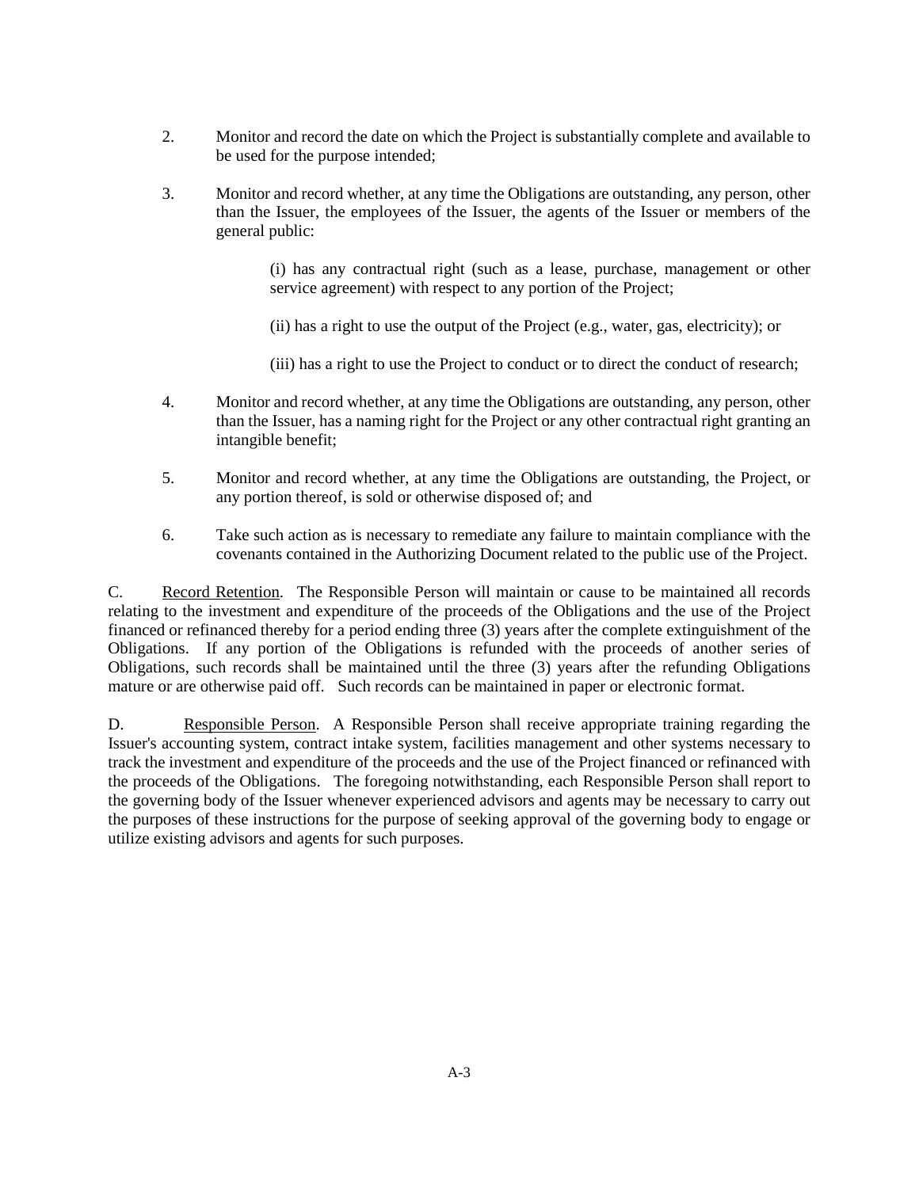2. Monitor and record the date on which the Project is substantially complete and available to be used for the purpose intended;

3. Monitor and record whether, at any time the Obligations are outstanding, any person, other than the Issuer, the employees of the Issuer, the agents of the Issuer or members of the general public:

    (i) has any contractual right (such as a lease, purchase, management or other service agreement) with respect to any portion of the Project;

    (ii) has a right to use the output of the Project (e.g., water, gas, electricity); or

    (iii) has a right to use the Project to conduct or to direct the conduct of research;

4. Monitor and record whether, at any time the Obligations are outstanding, any person, other than the Issuer, has a naming right for the Project or any other contractual right granting an intangible benefit;

5. Monitor and record whether, at any time the Obligations are outstanding, the Project, or any portion thereof, is sold or otherwise disposed of; and

6. Take such action as is necessary to remediate any failure to maintain compliance with the covenants contained in the Authorizing Document related to the public use of the Project.

C. Record Retention. The Responsible Person will maintain or cause to be maintained all records relating to the investment and expenditure of the proceeds of the Obligations and the use of the Project financed or refinanced thereby for a period ending three (3) years after the complete extinguishment of the Obligations. If any portion of the Obligations is refunded with the proceeds of another series of Obligations, such records shall be maintained until the three (3) years after the refunding Obligations mature or are otherwise paid off. Such records can be maintained in paper or electronic format.

D. Responsible Person. A Responsible Person shall receive appropriate training regarding the Issuer's accounting system, contract intake system, facilities management and other systems necessary to track the investment and expenditure of the proceeds and the use of the Project financed or refinanced with the proceeds of the Obligations. The foregoing notwithstanding, each Responsible Person shall report to the governing body of the Issuer whenever experienced advisors and agents may be necessary to carry out the purposes of these instructions for the purpose of seeking approval of the governing body to engage or utilize existing advisors and agents for such purposes.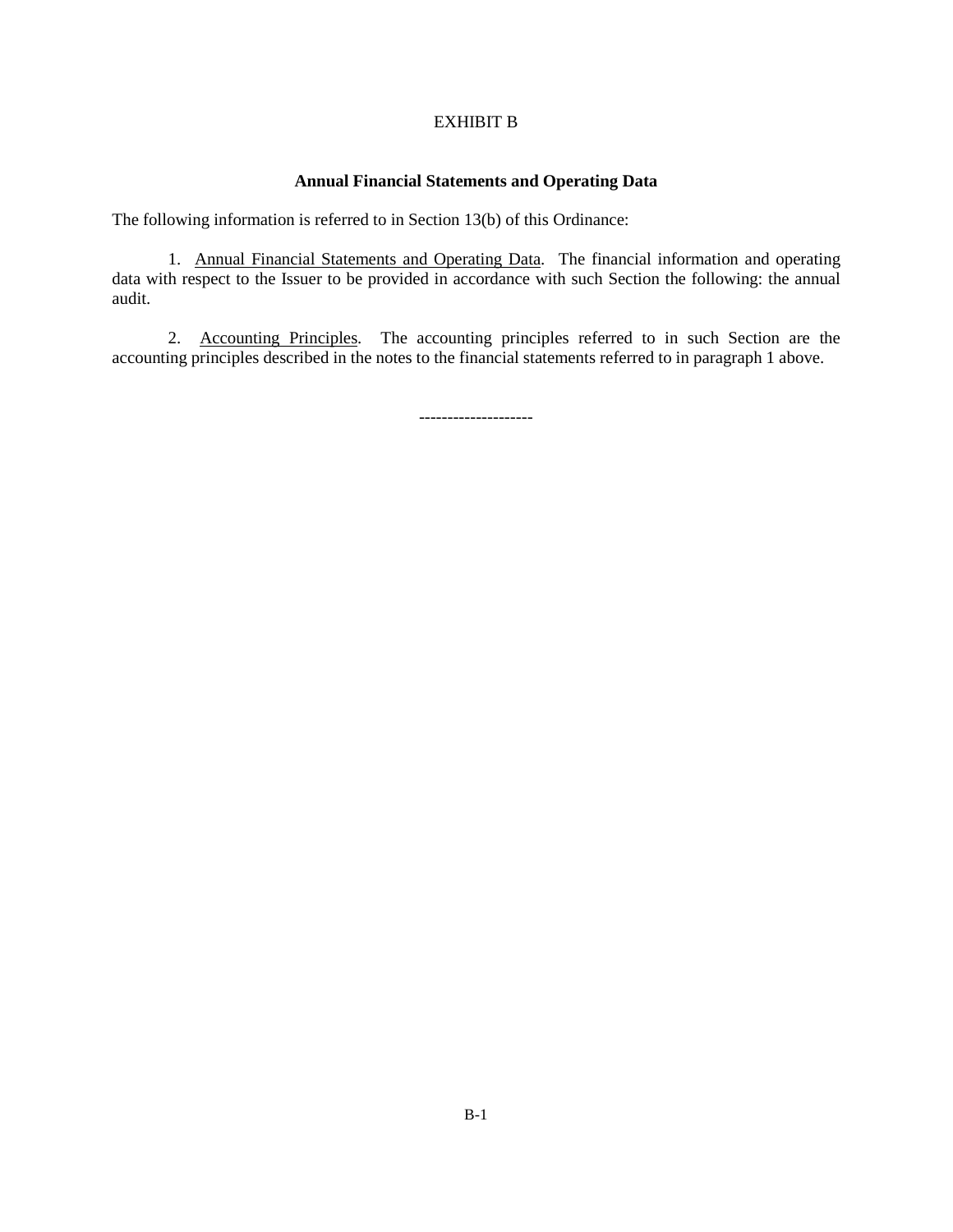EXHIBIT B

**Annual Financial Statements and Operating Data**

The following information is referred to in Section 13(b) of this Ordinance:

1. Annual Financial Statements and Operating Data. The financial information and operating data with respect to the Issuer to be provided in accordance with such Section the following: the annual audit.

2. Accounting Principles. The accounting principles referred to in such Section are the accounting principles described in the notes to the financial statements referred to in paragraph 1 above.

-------------------